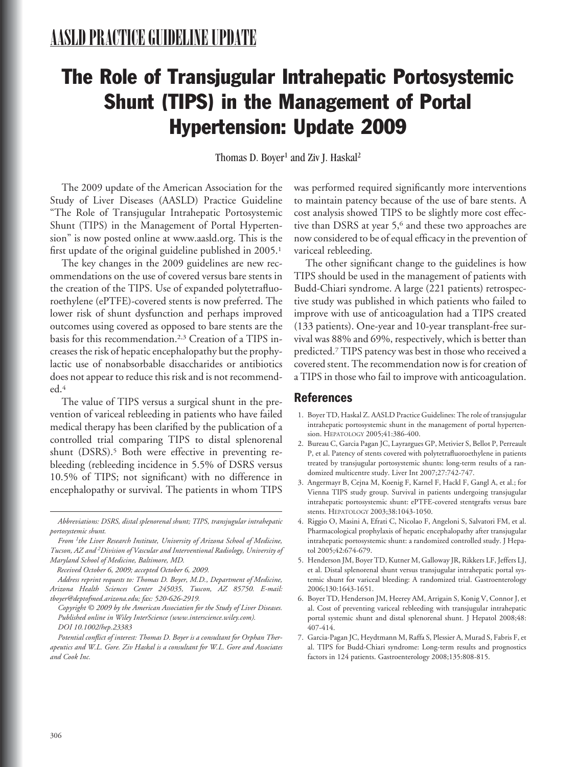## AASLD PRACTICE GUIDELINE UPDATE

# The Role of Transjugular Intrahepatic Portosystemic Shunt (TIPS) in the Management of Portal Hypertension: Update 2009

Thomas D. Boyer[1] and Ziv J. Haskal[2]

The 2009 update of the American Association for the Study of Liver Diseases (AASLD) Practice Guideline "The Role of Transjugular Intrahepatic Portosystemic Shunt (TIPS) in the Management of Portal Hypertension" is now posted online at www.aasld.org. This is the first update of the original guideline published in 2005.[1]

The key changes in the 2009 guidelines are new recommendations on the use of covered versus bare stents in the creation of the TIPS. Use of expanded polytetrafluoroethylene (ePTFE)-covered stents is now preferred. The lower risk of shunt dysfunction and perhaps improved outcomes using covered as opposed to bare stents are the basis for this recommendation.[2,3] Creation of a TIPS increases the risk of hepatic encephalopathy but the prophylactic use of nonabsorbable disaccharides or antibiotics does not appear to reduce this risk and is not recommended.[4]

The value of TIPS versus a surgical shunt in the prevention of variceal rebleeding in patients who have failed medical therapy has been clarified by the publication of a controlled trial comparing TIPS to distal splenorenal shunt (DSRS).[5] Both were effective in preventing rebleeding (rebleeding incidence in 5.5% of DSRS versus 10.5% of TIPS; not significant) with no difference in encephalopathy or survival. The patients in whom TIPS was performed required significantly more interventions to maintain patency because of the use of bare stents. A cost analysis showed TIPS to be slightly more cost effective than DSRS at year 5,[6] and these two approaches are now considered to be of equal efficacy in the prevention of variceal rebleeding.

The other significant change to the guidelines is how TIPS should be used in the management of patients with Budd-Chiari syndrome. A large (221 patients) retrospective study was published in which patients who failed to improve with use of anticoagulation had a TIPS created (133 patients). One-year and 10-year transplant-free survival was 88% and 69%, respectively, which is better than predicted.[7] TIPS patency was best in those who received a covered stent. The recommendation now is for creation of a TIPS in those who fail to improve with anticoagulation.

*Abbreviations: DSRS, distal splenorenal shunt; TIPS, transjugular intrahepatic portosystemic shunt.*

*From [1]the Liver Research Institute, University of Arizona School of Medicine, Tucson, AZ and [2]Division of Vascular and Interventional Radiology, University of Maryland School of Medicine, Baltimore, MD.*

*Received October 6, 2009; accepted October 6, 2009.*

*Address reprint requests to: Thomas D. Boyer, M.D., Department of Medicine, Arizona Health Sciences Center 245035, Tuscon, AZ 85750. E-mail: tboyer@deptofmed.arizona.edu; fax: 520-626-2919.*

*Copyright © 2009 by the American Association for the Study of Liver Diseases. Published online in Wiley InterScience (www.interscience.wiley.com).*
*DOI 10.1002/hep.23383*

*Potential conflict of interest: Thomas D. Boyer is a consultant for Orphan Therapeutics and W.L. Gore. Ziv Haskal is a consultant for W.L. Gore and Associates and Cook Inc.*

## References

1. Boyer TD, Haskal Z. AASLD Practice Guidelines: The role of transjugular intrahepatic portosystemic shunt in the management of portal hypertension. HEPATOLOGY 2005;41:386-400.
2. Bureau C, Garcia Pagan JC, Layrargues GP, Metivier S, Bellot P, Perreault P, et al. Patency of stents covered with polytetrafluoroethylene in patients treated by transjugular portosystemic shunts: long-term results of a randomized multicentre study. Liver Int 2007;27:742-747.
3. Angermayr B, Cejna M, Koenig F, Karnel F, Hackl F, Gangl A, et al.; for Vienna TIPS study group. Survival in patients undergoing transjugular intrahepatic portosystemic shunt: ePTFE-covered stentgrafts versus bare stents. HEPATOLOGY 2003;38:1043-1050.
4. Riggio O, Masini A, Efrati C, Nicolao F, Angeloni S, Salvatori FM, et al. Pharmacological prophylaxis of hepatic encephalopathy after transjugular intrahepatic portosystemic shunt: a randomized controlled study. J Hepatol 2005;42:674-679.
5. Henderson JM, Boyer TD, Kutner M, Galloway JR, Rikkers LF, Jeffers LJ, et al. Distal splenorenal shunt versus transjugular intrahepatic portal systemic shunt for variceal bleeding: A randomized trial. Gastroenterology 2006;130:1643-1651.
6. Boyer TD, Henderson JM, Heerey AM, Arrigain S, Konig V, Connor J, et al. Cost of preventing variceal rebleeding with transjugular intrahepatic portal systemic shunt and distal splenorenal shunt. J Hepatol 2008;48:407-414.
7. Garcia-Pagan JC, Heydtmann M, Raffa S, Plessier A, Murad S, Fabris F, et al. TIPS for Budd-Chiari syndrome: Long-term results and prognostics factors in 124 patients. Gastroenterology 2008;135:808-815.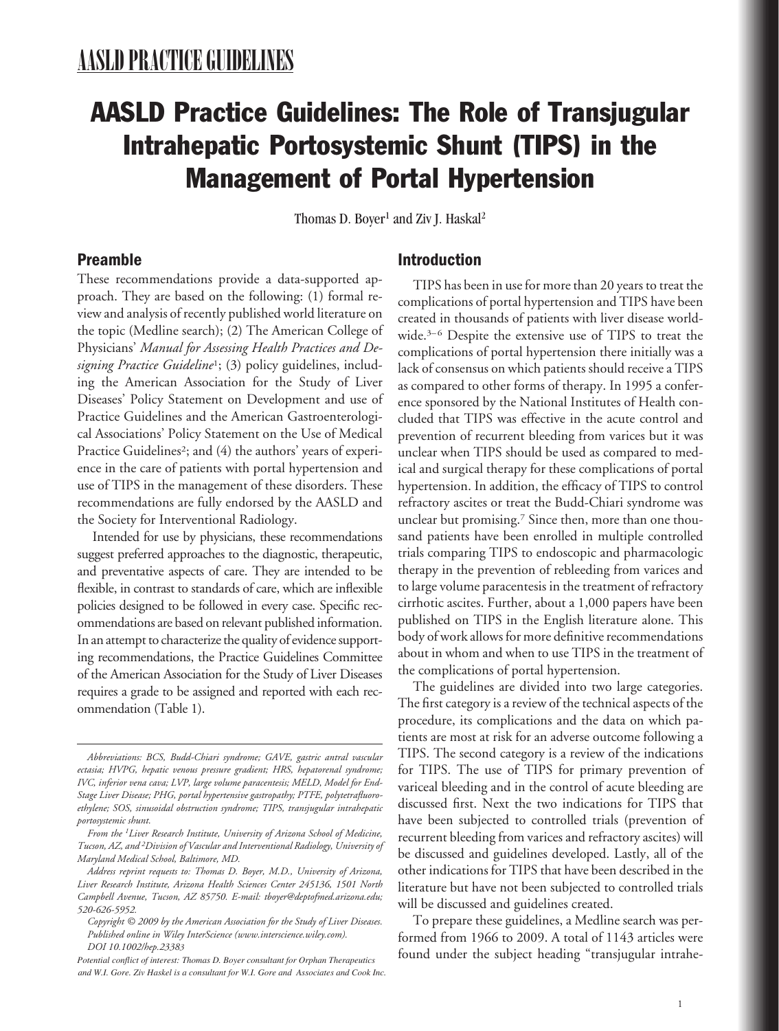# AASLD PRACTICE GUIDELINES

# AASLD Practice Guidelines: The Role of Transjugular Intrahepatic Portosystemic Shunt (TIPS) in the Management of Portal Hypertension

Thomas D. Boyer[1] and Ziv J. Haskal[2]

## Preamble

These recommendations provide a data-supported approach. They are based on the following: (1) formal review and analysis of recently published world literature on the topic (Medline search); (2) The American College of Physicians' *Manual for Assessing Health Practices and Designing Practice Guideline*[1]; (3) policy guidelines, including the American Association for the Study of Liver Diseases' Policy Statement on Development and use of Practice Guidelines and the American Gastroenterological Associations' Policy Statement on the Use of Medical Practice Guidelines[2]; and (4) the authors' years of experience in the care of patients with portal hypertension and use of TIPS in the management of these disorders. These recommendations are fully endorsed by the AASLD and the Society for Interventional Radiology.

Intended for use by physicians, these recommendations suggest preferred approaches to the diagnostic, therapeutic, and preventative aspects of care. They are intended to be flexible, in contrast to standards of care, which are inflexible policies designed to be followed in every case. Specific recommendations are based on relevant published information. In an attempt to characterize the quality of evidence supporting recommendations, the Practice Guidelines Committee of the American Association for the Study of Liver Diseases requires a grade to be assigned and reported with each recommendation (Table 1).

*Abbreviations: BCS, Budd-Chiari syndrome; GAVE, gastric antral vascular ectasia; HVPG, hepatic venous pressure gradient; HRS, hepatorenal syndrome; IVC, inferior vena cava; LVP, large volume paracentesis; MELD, Model for End-Stage Liver Disease; PHG, portal hypertensive gastropathy; PTFE, polytetrafluoroethylene; SOS, sinusoidal obstruction syndrome; TIPS, transjugular intrahepatic portosystemic shunt.*

*From the [1]Liver Research Institute, University of Arizona School of Medicine, Tucson, AZ, and [2]Division of Vascular and Interventional Radiology, University of Maryland Medical School, Baltimore, MD.*

*Address reprint requests to: Thomas D. Boyer, M.D., University of Arizona, Liver Research Institute, Arizona Health Sciences Center 245136, 1501 North Campbell Avenue, Tucson, AZ 85750. E-mail: tboyer@deptofmed.arizona.edu; 520-626-5952.*

*Copyright © 2009 by the American Association for the Study of Liver Diseases. Published online in Wiley InterScience (www.interscience.wiley.com). DOI 10.1002/hep.23383*

*Potential conflict of interest: Thomas D. Boyer consultant for Orphan Therapeutics and W.I. Gore. Ziv Haskel is a consultant for W.I. Gore and Associates and Cook Inc.*

## Introduction

TIPS has been in use for more than 20 years to treat the complications of portal hypertension and TIPS have been created in thousands of patients with liver disease worldwide.[3–6] Despite the extensive use of TIPS to treat the complications of portal hypertension there initially was a lack of consensus on which patients should receive a TIPS as compared to other forms of therapy. In 1995 a conference sponsored by the National Institutes of Health concluded that TIPS was effective in the acute control and prevention of recurrent bleeding from varices but it was unclear when TIPS should be used as compared to medical and surgical therapy for these complications of portal hypertension. In addition, the efficacy of TIPS to control refractory ascites or treat the Budd-Chiari syndrome was unclear but promising.[7] Since then, more than one thousand patients have been enrolled in multiple controlled trials comparing TIPS to endoscopic and pharmacologic therapy in the prevention of rebleeding from varices and to large volume paracentesis in the treatment of refractory cirrhotic ascites. Further, about a 1,000 papers have been published on TIPS in the English literature alone. This body of work allows for more definitive recommendations about in whom and when to use TIPS in the treatment of the complications of portal hypertension.

The guidelines are divided into two large categories. The first category is a review of the technical aspects of the procedure, its complications and the data on which patients are most at risk for an adverse outcome following a TIPS. The second category is a review of the indications for TIPS. The use of TIPS for primary prevention of variceal bleeding and in the control of acute bleeding are discussed first. Next the two indications for TIPS that have been subjected to controlled trials (prevention of recurrent bleeding from varices and refractory ascites) will be discussed and guidelines developed. Lastly, all of the other indications for TIPS that have been described in the literature but have not been subjected to controlled trials will be discussed and guidelines created.

To prepare these guidelines, a Medline search was performed from 1966 to 2009. A total of 1143 articles were found under the subject heading "transjugular intrahe-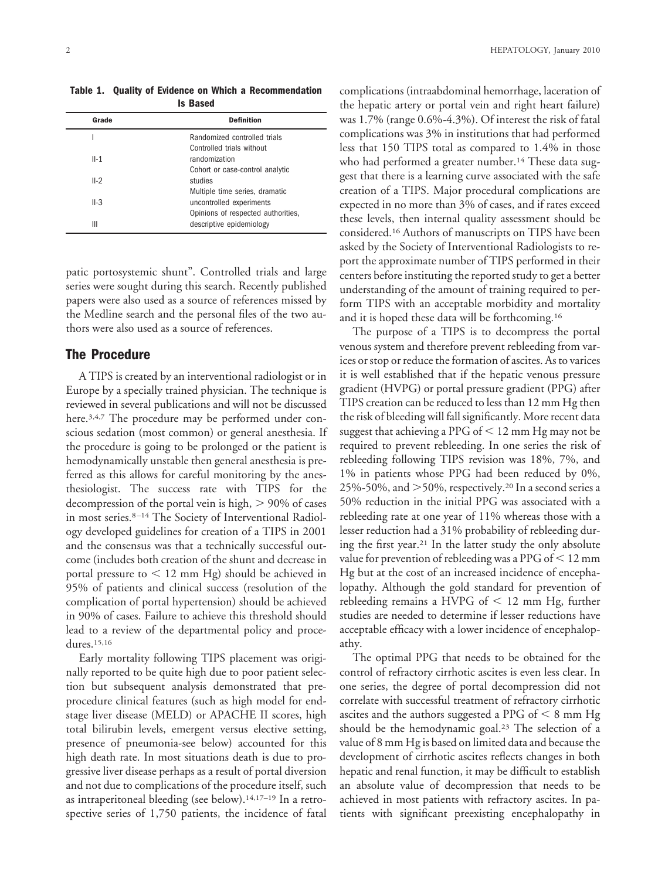**Table 1. Quality of Evidence on Which a Recommendation Is Based**

| Grade | Definition |
| --- | --- |
| I | Randomized controlled trials |
| II-1 | Controlled trials without randomization |
| II-2 | Cohort or case-control analytic studies |
| II-3 | Multiple time series, dramatic uncontrolled experiments |
| III | Opinions of respected authorities, descriptive epidemiology |

patic portosystemic shunt". Controlled trials and large series were sought during this search. Recently published papers were also used as a source of references missed by the Medline search and the personal files of the two authors were also used as a source of references.

## The Procedure

A TIPS is created by an interventional radiologist or in Europe by a specially trained physician. The technique is reviewed in several publications and will not be discussed here.[3,4,7] The procedure may be performed under conscious sedation (most common) or general anesthesia. If the procedure is going to be prolonged or the patient is hemodynamically unstable then general anesthesia is preferred as this allows for careful monitoring by the anesthesiologist. The success rate with TIPS for the decompression of the portal vein is high, > 90% of cases in most series.[8–14] The Society of Interventional Radiology developed guidelines for creation of a TIPS in 2001 and the consensus was that a technically successful outcome (includes both creation of the shunt and decrease in portal pressure to < 12 mm Hg) should be achieved in 95% of patients and clinical success (resolution of the complication of portal hypertension) should be achieved in 90% of cases. Failure to achieve this threshold should lead to a review of the departmental policy and procedures.[15,16]

Early mortality following TIPS placement was originally reported to be quite high due to poor patient selection but subsequent analysis demonstrated that pre-procedure clinical features (such as high model for end-stage liver disease (MELD) or APACHE II scores, high total bilirubin levels, emergent versus elective setting, presence of pneumonia-see below) accounted for this high death rate. In most situations death is due to progressive liver disease perhaps as a result of portal diversion and not due to complications of the procedure itself, such as intraperitoneal bleeding (see below).[14,17–19] In a retrospective series of 1,750 patients, the incidence of fatal complications (intraabdominal hemorrhage, laceration of the hepatic artery or portal vein and right heart failure) was 1.7% (range 0.6%-4.3%). Of interest the risk of fatal complications was 3% in institutions that had performed less that 150 TIPS total as compared to 1.4% in those who had performed a greater number.[14] These data suggest that there is a learning curve associated with the safe creation of a TIPS. Major procedural complications are expected in no more than 3% of cases, and if rates exceed these levels, then internal quality assessment should be considered.[16] Authors of manuscripts on TIPS have been asked by the Society of Interventional Radiologists to report the approximate number of TIPS performed in their centers before instituting the reported study to get a better understanding of the amount of training required to perform TIPS with an acceptable morbidity and mortality and it is hoped these data will be forthcoming.[16]

The purpose of a TIPS is to decompress the portal venous system and therefore prevent rebleeding from varices or stop or reduce the formation of ascites. As to varices it is well established that if the hepatic venous pressure gradient (HVPG) or portal pressure gradient (PPG) after TIPS creation can be reduced to less than 12 mm Hg then the risk of bleeding will fall significantly. More recent data suggest that achieving a PPG of < 12 mm Hg may not be required to prevent rebleeding. In one series the risk of rebleeding following TIPS revision was 18%, 7%, and 1% in patients whose PPG had been reduced by 0%, 25%-50%, and >50%, respectively.[20] In a second series a 50% reduction in the initial PPG was associated with a rebleeding rate at one year of 11% whereas those with a lesser reduction had a 31% probability of rebleeding during the first year.[21] In the latter study the only absolute value for prevention of rebleeding was a PPG of < 12 mm Hg but at the cost of an increased incidence of encephalopathy. Although the gold standard for prevention of rebleeding remains a HVPG of < 12 mm Hg, further studies are needed to determine if lesser reductions have acceptable efficacy with a lower incidence of encephalopathy.

The optimal PPG that needs to be obtained for the control of refractory cirrhotic ascites is even less clear. In one series, the degree of portal decompression did not correlate with successful treatment of refractory cirrhotic ascites and the authors suggested a PPG of < 8 mm Hg should be the hemodynamic goal.[23] The selection of a value of 8 mm Hg is based on limited data and because the development of cirrhotic ascites reflects changes in both hepatic and renal function, it may be difficult to establish an absolute value of decompression that needs to be achieved in most patients with refractory ascites. In patients with significant preexisting encephalopathy in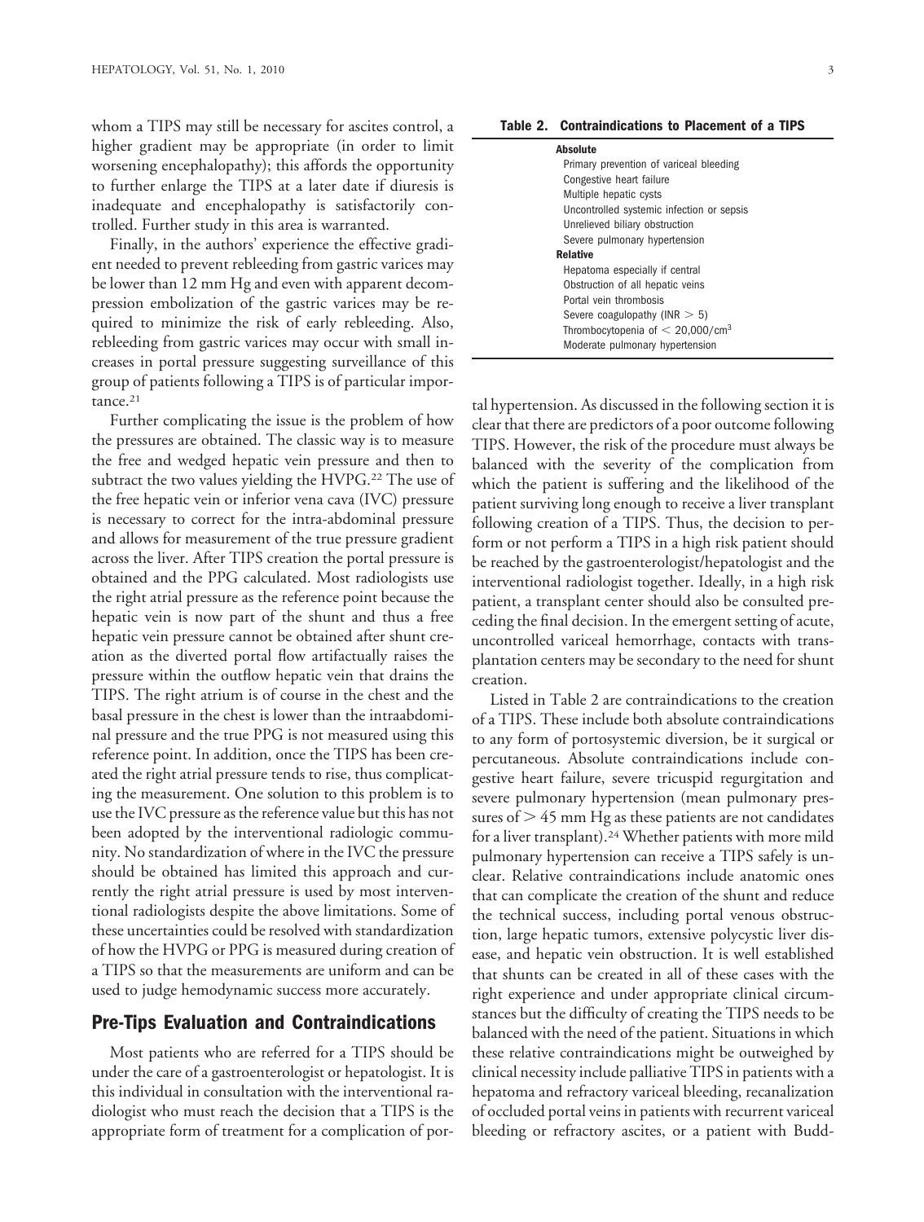whom a TIPS may still be necessary for ascites control, a higher gradient may be appropriate (in order to limit worsening encephalopathy); this affords the opportunity to further enlarge the TIPS at a later date if diuresis is inadequate and encephalopathy is satisfactorily controlled. Further study in this area is warranted.

Finally, in the authors' experience the effective gradient needed to prevent rebleeding from gastric varices may be lower than 12 mm Hg and even with apparent decompression embolization of the gastric varices may be required to minimize the risk of early rebleeding. Also, rebleeding from gastric varices may occur with small increases in portal pressure suggesting surveillance of this group of patients following a TIPS is of particular importance.[21]

Further complicating the issue is the problem of how the pressures are obtained. The classic way is to measure the free and wedged hepatic vein pressure and then to subtract the two values yielding the HVPG.[22] The use of the free hepatic vein or inferior vena cava (IVC) pressure is necessary to correct for the intra-abdominal pressure and allows for measurement of the true pressure gradient across the liver. After TIPS creation the portal pressure is obtained and the PPG calculated. Most radiologists use the right atrial pressure as the reference point because the hepatic vein is now part of the shunt and thus a free hepatic vein pressure cannot be obtained after shunt creation as the diverted portal flow artifactually raises the pressure within the outflow hepatic vein that drains the TIPS. The right atrium is of course in the chest and the basal pressure in the chest is lower than the intraabdominal pressure and the true PPG is not measured using this reference point. In addition, once the TIPS has been created the right atrial pressure tends to rise, thus complicating the measurement. One solution to this problem is to use the IVC pressure as the reference value but this has not been adopted by the interventional radiologic community. No standardization of where in the IVC the pressure should be obtained has limited this approach and currently the right atrial pressure is used by most interventional radiologists despite the above limitations. Some of these uncertainties could be resolved with standardization of how the HVPG or PPG is measured during creation of a TIPS so that the measurements are uniform and can be used to judge hemodynamic success more accurately.

## Pre-Tips Evaluation and Contraindications

Most patients who are referred for a TIPS should be under the care of a gastroenterologist or hepatologist. It is this individual in consultation with the interventional radiologist who must reach the decision that a TIPS is the appropriate form of treatment for a complication of portal hypertension. As discussed in the following section it is clear that there are predictors of a poor outcome following TIPS. However, the risk of the procedure must always be balanced with the severity of the complication from which the patient is suffering and the likelihood of the patient surviving long enough to receive a liver transplant following creation of a TIPS. Thus, the decision to perform or not perform a TIPS in a high risk patient should be reached by the gastroenterologist/hepatologist and the interventional radiologist together. Ideally, in a high risk patient, a transplant center should also be consulted preceding the final decision. In the emergent setting of acute, uncontrolled variceal hemorrhage, contacts with transplantation centers may be secondary to the need for shunt creation.

**Table 2. Contraindications to Placement of a TIPS**

| |
|---|
| **Absolute** |
| Primary prevention of variceal bleeding |
| Congestive heart failure |
| Multiple hepatic cysts |
| Uncontrolled systemic infection or sepsis |
| Unrelieved biliary obstruction |
| Severe pulmonary hypertension |
| **Relative** |
| Hepatoma especially if central |
| Obstruction of all hepatic veins |
| Portal vein thrombosis |
| Severe coagulopathy (INR $> 5$) |
| Thrombocytopenia of $< 20{,}000/\text{cm}^3$ |
| Moderate pulmonary hypertension |

Listed in Table 2 are contraindications to the creation of a TIPS. These include both absolute contraindications to any form of portosystemic diversion, be it surgical or percutaneous. Absolute contraindications include congestive heart failure, severe tricuspid regurgitation and severe pulmonary hypertension (mean pulmonary pressures of $> 45$ mm Hg as these patients are not candidates for a liver transplant).[24] Whether patients with more mild pulmonary hypertension can receive a TIPS safely is unclear. Relative contraindications include anatomic ones that can complicate the creation of the shunt and reduce the technical success, including portal venous obstruction, large hepatic tumors, extensive polycystic liver disease, and hepatic vein obstruction. It is well established that shunts can be created in all of these cases with the right experience and under appropriate clinical circumstances but the difficulty of creating the TIPS needs to be balanced with the need of the patient. Situations in which these relative contraindications might be outweighed by clinical necessity include palliative TIPS in patients with a hepatoma and refractory variceal bleeding, recanalization of occluded portal veins in patients with recurrent variceal bleeding or refractory ascites, or a patient with Budd-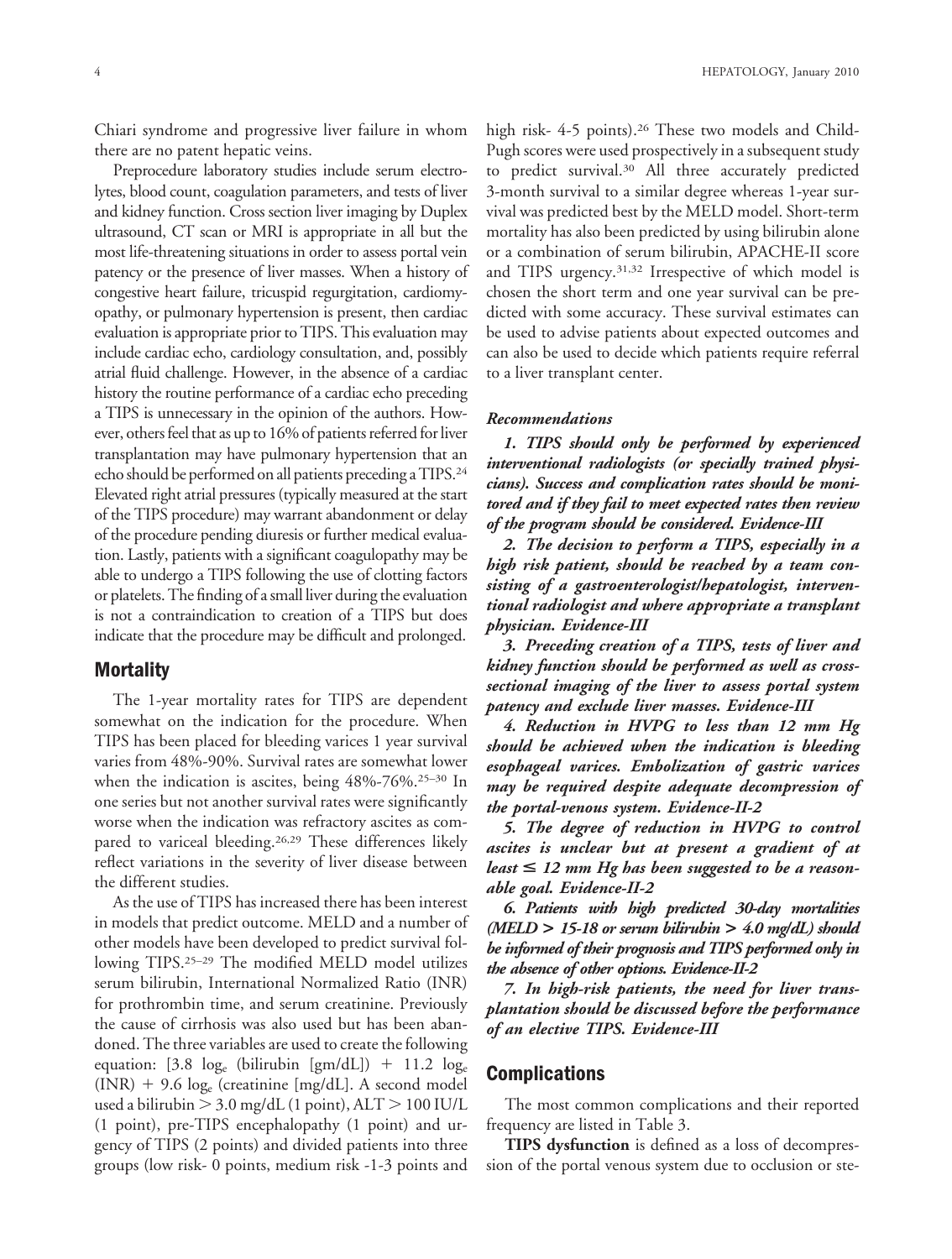Chiari syndrome and progressive liver failure in whom there are no patent hepatic veins.

Preprocedure laboratory studies include serum electrolytes, blood count, coagulation parameters, and tests of liver and kidney function. Cross section liver imaging by Duplex ultrasound, CT scan or MRI is appropriate in all but the most life-threatening situations in order to assess portal vein patency or the presence of liver masses. When a history of congestive heart failure, tricuspid regurgitation, cardiomyopathy, or pulmonary hypertension is present, then cardiac evaluation is appropriate prior to TIPS. This evaluation may include cardiac echo, cardiology consultation, and, possibly atrial fluid challenge. However, in the absence of a cardiac history the routine performance of a cardiac echo preceding a TIPS is unnecessary in the opinion of the authors. However, others feel that as up to 16% of patients referred for liver transplantation may have pulmonary hypertension that an echo should be performed on all patients preceding a TIPS.[24] Elevated right atrial pressures (typically measured at the start of the TIPS procedure) may warrant abandonment or delay of the procedure pending diuresis or further medical evaluation. Lastly, patients with a significant coagulopathy may be able to undergo a TIPS following the use of clotting factors or platelets. The finding of a small liver during the evaluation is not a contraindication to creation of a TIPS but does indicate that the procedure may be difficult and prolonged.

## Mortality

The 1-year mortality rates for TIPS are dependent somewhat on the indication for the procedure. When TIPS has been placed for bleeding varices 1 year survival varies from 48%-90%. Survival rates are somewhat lower when the indication is ascites, being 48%-76%.[25–30] In one series but not another survival rates were significantly worse when the indication was refractory ascites as compared to variceal bleeding.[26,29] These differences likely reflect variations in the severity of liver disease between the different studies.

As the use of TIPS has increased there has been interest in models that predict outcome. MELD and a number of other models have been developed to predict survival following TIPS.[25–29] The modified MELD model utilizes serum bilirubin, International Normalized Ratio (INR) for prothrombin time, and serum creatinine. Previously the cause of cirrhosis was also used but has been abandoned. The three variables are used to create the following equation: [$3.8 \log_e$ (bilirubin [gm/dL]) $+ 11.2 \log_e$ (INR) $+ 9.6 \log_e$ (creatinine [mg/dL]. A second model used a bilirubin $> 3.0$ mg/dL (1 point), ALT $> 100$ IU/L (1 point), pre-TIPS encephalopathy (1 point) and urgency of TIPS (2 points) and divided patients into three groups (low risk- 0 points, medium risk -1-3 points and high risk- 4-5 points).[26] These two models and Child-Pugh scores were used prospectively in a subsequent study to predict survival.[30] All three accurately predicted 3-month survival to a similar degree whereas 1-year survival was predicted best by the MELD model. Short-term mortality has also been predicted by using bilirubin alone or a combination of serum bilirubin, APACHE-II score and TIPS urgency.[31,32] Irrespective of which model is chosen the short term and one year survival can be predicted with some accuracy. These survival estimates can be used to advise patients about expected outcomes and can also be used to decide which patients require referral to a liver transplant center.

### Recommendations

***1. TIPS should only be performed by experienced interventional radiologists (or specially trained physicians). Success and complication rates should be monitored and if they fail to meet expected rates then review of the program should be considered. Evidence-III***

***2. The decision to perform a TIPS, especially in a high risk patient, should be reached by a team consisting of a gastroenterologist/hepatologist, interventional radiologist and where appropriate a transplant physician. Evidence-III***

***3. Preceding creation of a TIPS, tests of liver and kidney function should be performed as well as cross-sectional imaging of the liver to assess portal system patency and exclude liver masses. Evidence-III***

***4. Reduction in HVPG to less than 12 mm Hg should be achieved when the indication is bleeding esophageal varices. Embolization of gastric varices may be required despite adequate decompression of the portal-venous system. Evidence-II-2***

***5. The degree of reduction in HVPG to control ascites is unclear but at present a gradient of at least ≤ 12 mm Hg has been suggested to be a reasonable goal. Evidence-II-2***

***6. Patients with high predicted 30-day mortalities (MELD > 15-18 or serum bilirubin > 4.0 mg/dL) should be informed of their prognosis and TIPS performed only in the absence of other options. Evidence-II-2***

***7. In high-risk patients, the need for liver transplantation should be discussed before the performance of an elective TIPS. Evidence-III***

## Complications

The most common complications and their reported frequency are listed in Table 3.

**TIPS dysfunction** is defined as a loss of decompression of the portal venous system due to occlusion or ste-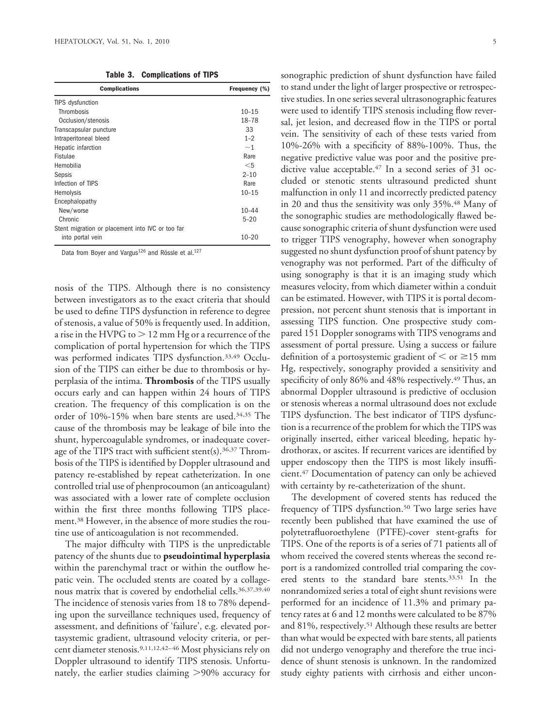**Table 3. Complications of TIPS**

| Complications | Frequency (%) |
| --- | --- |
| TIPS dysfunction | |
| Thrombosis | 10–15 |
| Occlusion/stenosis | 18–78 |
| Transcapsular puncture | 33 |
| Intraperitoneal bleed | 1–2 |
| Hepatic infarction | ~1 |
| Fistulae | Rare |
| Hemobilia | <5 |
| Sepsis | 2–10 |
| Infection of TIPS | Rare |
| Hemolysis | 10–15 |
| Encephalopathy | |
| New/worse | 10–44 |
| Chronic | 5–20 |
| Stent migration or placement into IVC or too far into portal vein | 10–20 |

Data from Boyer and Vargus[126] and Rössle et al.[127]

nosis of the TIPS. Although there is no consistency between investigators as to the exact criteria that should be used to define TIPS dysfunction in reference to degree of stenosis, a value of 50% is frequently used. In addition, a rise in the HVPG to > 12 mm Hg or a recurrence of the complication of portal hypertension for which the TIPS was performed indicates TIPS dysfunction.[33,49] Occlusion of the TIPS can either be due to thrombosis or hyperplasia of the intima. **Thrombosis** of the TIPS usually occurs early and can happen within 24 hours of TIPS creation. The frequency of this complication is on the order of 10%-15% when bare stents are used.[34,35] The cause of the thrombosis may be leakage of bile into the shunt, hypercoagulable syndromes, or inadequate coverage of the TIPS tract with sufficient stent(s).[36,37] Thrombosis of the TIPS is identified by Doppler ultrasound and patency re-established by repeat catheterization. In one controlled trial use of phenprocoumon (an anticoagulant) was associated with a lower rate of complete occlusion within the first three months following TIPS placement.[38] However, in the absence of more studies the routine use of anticoagulation is not recommended.

The major difficulty with TIPS is the unpredictable patency of the shunts due to **pseudointimal hyperplasia** within the parenchymal tract or within the outflow hepatic vein. The occluded stents are coated by a collagenous matrix that is covered by endothelial cells.[36,37,39,40] The incidence of stenosis varies from 18 to 78% depending upon the surveillance techniques used, frequency of assessment, and definitions of 'failure', e.g. elevated portasystemic gradient, ultrasound velocity criteria, or percent diameter stenosis.[9,11,12,42–46] Most physicians rely on Doppler ultrasound to identify TIPS stenosis. Unfortunately, the earlier studies claiming >90% accuracy for sonographic prediction of shunt dysfunction have failed to stand under the light of larger prospective or retrospective studies. In one series several ultrasonographic features were used to identify TIPS stenosis including flow reversal, jet lesion, and decreased flow in the TIPS or portal vein. The sensitivity of each of these tests varied from 10%-26% with a specificity of 88%-100%. Thus, the negative predictive value was poor and the positive predictive value acceptable.[47] In a second series of 31 occluded or stenotic stents ultrasound predicted shunt malfunction in only 11 and incorrectly predicted patency in 20 and thus the sensitivity was only 35%.[48] Many of the sonographic studies are methodologically flawed because sonographic criteria of shunt dysfunction were used to trigger TIPS venography, however when sonography suggested no shunt dysfunction proof of shunt patency by venography was not performed. Part of the difficulty of using sonography is that it is an imaging study which measures velocity, from which diameter within a conduit can be estimated. However, with TIPS it is portal decompression, not percent shunt stenosis that is important in assessing TIPS function. One prospective study compared 151 Doppler sonograms with TIPS venograms and assessment of portal pressure. Using a success or failure definition of a portosystemic gradient of < or ≥15 mm Hg, respectively, sonography provided a sensitivity and specificity of only 86% and 48% respectively.[49] Thus, an abnormal Doppler ultrasound is predictive of occlusion or stenosis whereas a normal ultrasound does not exclude TIPS dysfunction. The best indicator of TIPS dysfunction is a recurrence of the problem for which the TIPS was originally inserted, either variceal bleeding, hepatic hydrothorax, or ascites. If recurrent varices are identified by upper endoscopy then the TIPS is most likely insufficient.[47] Documentation of patency can only be achieved with certainty by re-catheterization of the shunt.

The development of covered stents has reduced the frequency of TIPS dysfunction.[50] Two large series have recently been published that have examined the use of polytetrafluoroethylene (PTFE)-cover stent-grafts for TIPS. One of the reports is of a series of 71 patients all of whom received the covered stents whereas the second report is a randomized controlled trial comparing the covered stents to the standard bare stents.[33,51] In the nonrandomized series a total of eight shunt revisions were performed for an incidence of 11.3% and primary patency rates at 6 and 12 months were calculated to be 87% and 81%, respectively.[51] Although these results are better than what would be expected with bare stents, all patients did not undergo venography and therefore the true incidence of shunt stenosis is unknown. In the randomized study eighty patients with cirrhosis and either uncon-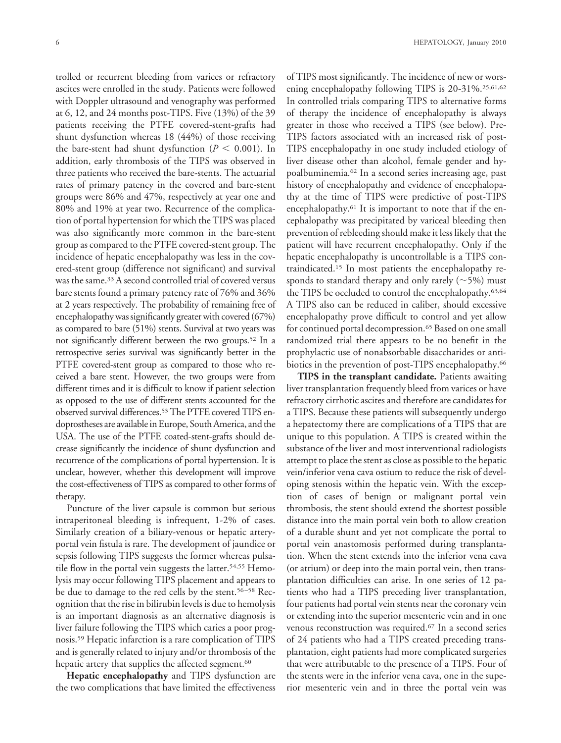trolled or recurrent bleeding from varices or refractory ascites were enrolled in the study. Patients were followed with Doppler ultrasound and venography was performed at 6, 12, and 24 months post-TIPS. Five (13%) of the 39 patients receiving the PTFE covered-stent-grafts had shunt dysfunction whereas 18 (44%) of those receiving the bare-stent had shunt dysfunction ($P < 0.001$). In addition, early thrombosis of the TIPS was observed in three patients who received the bare-stents. The actuarial rates of primary patency in the covered and bare-stent groups were 86% and 47%, respectively at year one and 80% and 19% at year two. Recurrence of the complication of portal hypertension for which the TIPS was placed was also significantly more common in the bare-stent group as compared to the PTFE covered-stent group. The incidence of hepatic encephalopathy was less in the covered-stent group (difference not significant) and survival was the same.[33] A second controlled trial of covered versus bare stents found a primary patency rate of 76% and 36% at 2 years respectively. The probability of remaining free of encephalopathy was significantly greater with covered (67%) as compared to bare (51%) stents. Survival at two years was not significantly different between the two groups.[52] In a retrospective series survival was significantly better in the PTFE covered-stent group as compared to those who received a bare stent. However, the two groups were from different times and it is difficult to know if patient selection as opposed to the use of different stents accounted for the observed survival differences.[53] The PTFE covered TIPS endoprostheses are available in Europe, South America, and the USA. The use of the PTFE coated-stent-grafts should decrease significantly the incidence of shunt dysfunction and recurrence of the complications of portal hypertension. It is unclear, however, whether this development will improve the cost-effectiveness of TIPS as compared to other forms of therapy.

Puncture of the liver capsule is common but serious intraperitoneal bleeding is infrequent, 1-2% of cases. Similarly creation of a biliary-venous or hepatic artery-portal vein fistula is rare. The development of jaundice or sepsis following TIPS suggests the former whereas pulsatile flow in the portal vein suggests the latter.[54,55] Hemolysis may occur following TIPS placement and appears to be due to damage to the red cells by the stent.[56–58] Recognition that the rise in bilirubin levels is due to hemolysis is an important diagnosis as an alternative diagnosis is liver failure following the TIPS which carries a poor prognosis.[59] Hepatic infarction is a rare complication of TIPS and is generally related to injury and/or thrombosis of the hepatic artery that supplies the affected segment.[60]

**Hepatic encephalopathy** and TIPS dysfunction are the two complications that have limited the effectiveness of TIPS most significantly. The incidence of new or worsening encephalopathy following TIPS is 20-31%.[25,61,62] In controlled trials comparing TIPS to alternative forms of therapy the incidence of encephalopathy is always greater in those who received a TIPS (see below). Pre-TIPS factors associated with an increased risk of post-TIPS encephalopathy in one study included etiology of liver disease other than alcohol, female gender and hypoalbuminemia.[62] In a second series increasing age, past history of encephalopathy and evidence of encephalopathy at the time of TIPS were predictive of post-TIPS encephalopathy.[61] It is important to note that if the encephalopathy was precipitated by variceal bleeding then prevention of rebleeding should make it less likely that the patient will have recurrent encephalopathy. Only if the hepatic encephalopathy is uncontrollable is a TIPS contraindicated.[15] In most patients the encephalopathy responds to standard therapy and only rarely (~5%) must the TIPS be occluded to control the encephalopathy.[63,64] A TIPS also can be reduced in caliber, should excessive encephalopathy prove difficult to control and yet allow for continued portal decompression.[65] Based on one small randomized trial there appears to be no benefit in the prophylactic use of nonabsorbable disaccharides or antibiotics in the prevention of post-TIPS encephalopathy.[66]

**TIPS in the transplant candidate.** Patients awaiting liver transplantation frequently bleed from varices or have refractory cirrhotic ascites and therefore are candidates for a TIPS. Because these patients will subsequently undergo a hepatectomy there are complications of a TIPS that are unique to this population. A TIPS is created within the substance of the liver and most interventional radiologists attempt to place the stent as close as possible to the hepatic vein/inferior vena cava ostium to reduce the risk of developing stenosis within the hepatic vein. With the exception of cases of benign or malignant portal vein thrombosis, the stent should extend the shortest possible distance into the main portal vein both to allow creation of a durable shunt and yet not complicate the portal to portal vein anastomosis performed during transplantation. When the stent extends into the inferior vena cava (or atrium) or deep into the main portal vein, then transplantation difficulties can arise. In one series of 12 patients who had a TIPS preceding liver transplantation, four patients had portal vein stents near the coronary vein or extending into the superior mesenteric vein and in one venous reconstruction was required.[67] In a second series of 24 patients who had a TIPS created preceding transplantation, eight patients had more complicated surgeries that were attributable to the presence of a TIPS. Four of the stents were in the inferior vena cava, one in the superior mesenteric vein and in three the portal vein was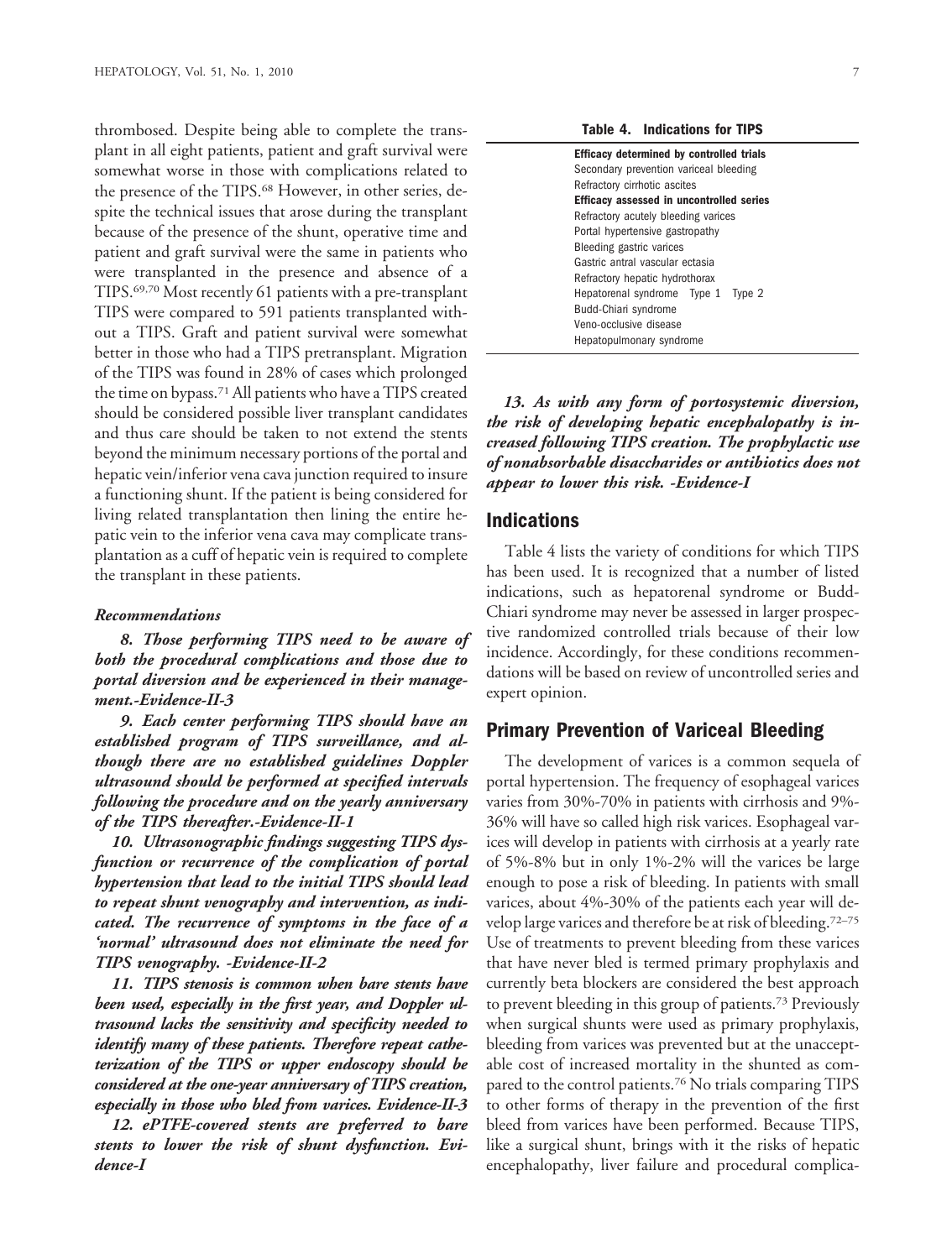thrombosed. Despite being able to complete the transplant in all eight patients, patient and graft survival were somewhat worse in those with complications related to the presence of the TIPS.[68] However, in other series, despite the technical issues that arose during the transplant because of the presence of the shunt, operative time and patient and graft survival were the same in patients who were transplanted in the presence and absence of a TIPS.[69,70] Most recently 61 patients with a pre-transplant TIPS were compared to 591 patients transplanted without a TIPS. Graft and patient survival were somewhat better in those who had a TIPS pretransplant. Migration of the TIPS was found in 28% of cases which prolonged the time on bypass.[71] All patients who have a TIPS created should be considered possible liver transplant candidates and thus care should be taken to not extend the stents beyond the minimum necessary portions of the portal and hepatic vein/inferior vena cava junction required to insure a functioning shunt. If the patient is being considered for living related transplantation then lining the entire hepatic vein to the inferior vena cava may complicate transplantation as a cuff of hepatic vein is required to complete the transplant in these patients.

### *Recommendations*

***8. Those performing TIPS need to be aware of both the procedural complications and those due to portal diversion and be experienced in their management.-Evidence-II-3***

***9. Each center performing TIPS should have an established program of TIPS surveillance, and although there are no established guidelines Doppler ultrasound should be performed at specified intervals following the procedure and on the yearly anniversary of the TIPS thereafter.-Evidence-II-1***

***10. Ultrasonographic findings suggesting TIPS dysfunction or recurrence of the complication of portal hypertension that lead to the initial TIPS should lead to repeat shunt venography and intervention, as indicated. The recurrence of symptoms in the face of a 'normal' ultrasound does not eliminate the need for TIPS venography. -Evidence-II-2***

***11. TIPS stenosis is common when bare stents have been used, especially in the first year, and Doppler ultrasound lacks the sensitivity and specificity needed to identify many of these patients. Therefore repeat catheterization of the TIPS or upper endoscopy should be considered at the one-year anniversary of TIPS creation, especially in those who bled from varices. Evidence-II-3***

***12. ePTFE-covered stents are preferred to bare stents to lower the risk of shunt dysfunction. Evidence-I***

**Table 4. Indications for TIPS**

| |
|---|
| **Efficacy determined by controlled trials** |
| Secondary prevention variceal bleeding |
| Refractory cirrhotic ascites |
| **Efficacy assessed in uncontrolled series** |
| Refractory acutely bleeding varices |
| Portal hypertensive gastropathy |
| Bleeding gastric varices |
| Gastric antral vascular ectasia |
| Refractory hepatic hydrothorax |
| Hepatorenal syndrome Type 1 Type 2 |
| Budd-Chiari syndrome |
| Veno-occlusive disease |
| Hepatopulmonary syndrome |

***13. As with any form of portosystemic diversion, the risk of developing hepatic encephalopathy is increased following TIPS creation. The prophylactic use of nonabsorbable disaccharides or antibiotics does not appear to lower this risk. -Evidence-I***

## Indications

Table 4 lists the variety of conditions for which TIPS has been used. It is recognized that a number of listed indications, such as hepatorenal syndrome or Budd-Chiari syndrome may never be assessed in larger prospective randomized controlled trials because of their low incidence. Accordingly, for these conditions recommendations will be based on review of uncontrolled series and expert opinion.

## Primary Prevention of Variceal Bleeding

The development of varices is a common sequela of portal hypertension. The frequency of esophageal varices varies from 30%-70% in patients with cirrhosis and 9%-36% will have so called high risk varices. Esophageal varices will develop in patients with cirrhosis at a yearly rate of 5%-8% but in only 1%-2% will the varices be large enough to pose a risk of bleeding. In patients with small varices, about 4%-30% of the patients each year will develop large varices and therefore be at risk of bleeding.[72–75] Use of treatments to prevent bleeding from these varices that have never bled is termed primary prophylaxis and currently beta blockers are considered the best approach to prevent bleeding in this group of patients.[73] Previously when surgical shunts were used as primary prophylaxis, bleeding from varices was prevented but at the unacceptable cost of increased mortality in the shunted as compared to the control patients.[76] No trials comparing TIPS to other forms of therapy in the prevention of the first bleed from varices have been performed. Because TIPS, like a surgical shunt, brings with it the risks of hepatic encephalopathy, liver failure and procedural complica-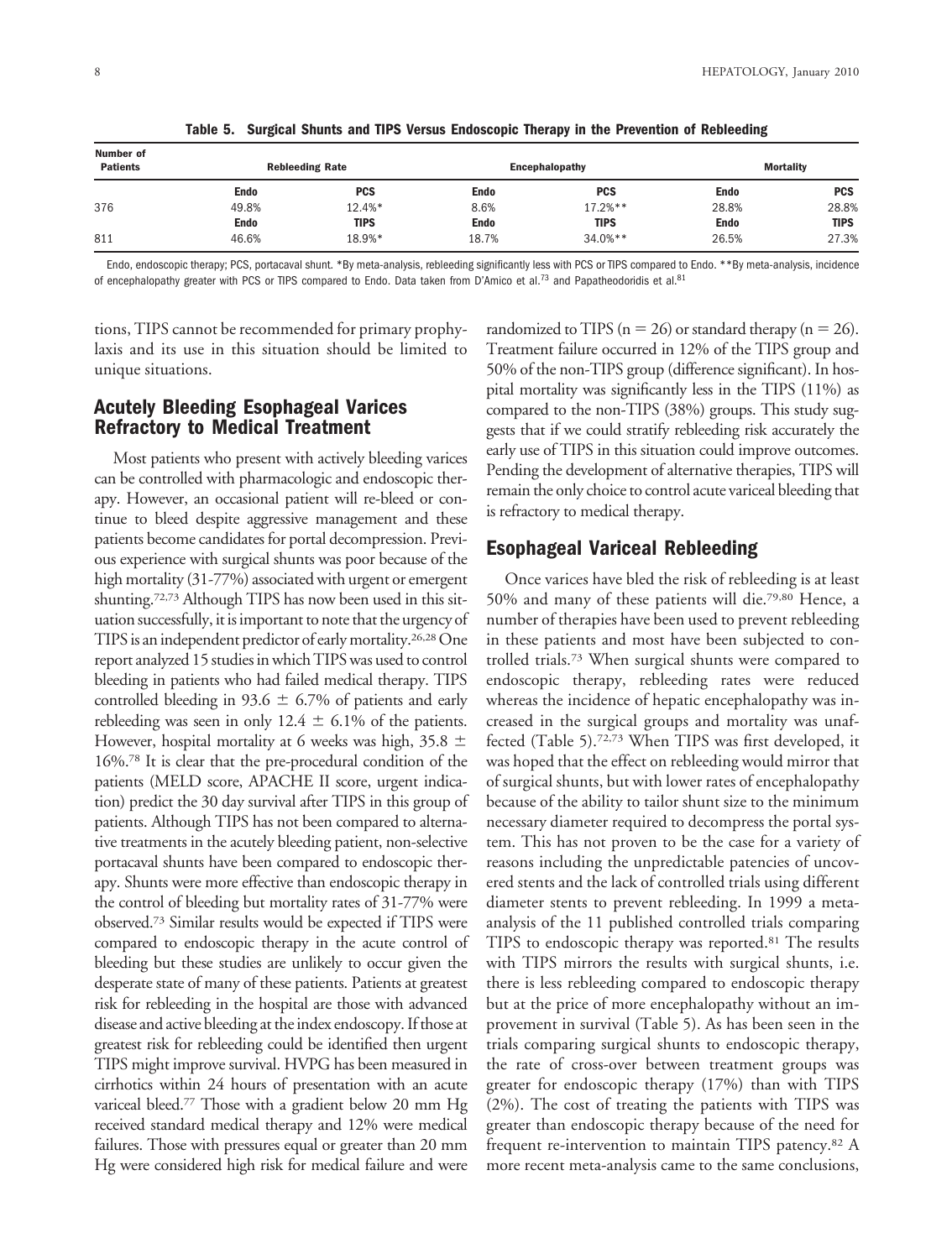**Table 5. Surgical Shunts and TIPS Versus Endoscopic Therapy in the Prevention of Rebleeding**

| Number of Patients | Rebleeding Rate | | Encephalopathy | | Mortality | |
|---|---|---|---|---|---|---|
| | **Endo** | **PCS** | **Endo** | **PCS** | **Endo** | **PCS** |
| 376 | 49.8% | 12.4%* | 8.6% | 17.2%** | 28.8% | 28.8% |
| | **Endo** | **TIPS** | **Endo** | **TIPS** | **Endo** | **TIPS** |
| 811 | 46.6% | 18.9%* | 18.7% | 34.0%** | 26.5% | 27.3% |

Endo, endoscopic therapy; PCS, portacaval shunt. *By meta-analysis, rebleeding significantly less with PCS or TIPS compared to Endo. **By meta-analysis, incidence of encephalopathy greater with PCS or TIPS compared to Endo. Data taken from D'Amico et al.[73] and Papatheodoridis et al.[81]

tions, TIPS cannot be recommended for primary prophylaxis and its use in this situation should be limited to unique situations.

## Acutely Bleeding Esophageal Varices Refractory to Medical Treatment

Most patients who present with actively bleeding varices can be controlled with pharmacologic and endoscopic therapy. However, an occasional patient will re-bleed or continue to bleed despite aggressive management and these patients become candidates for portal decompression. Previous experience with surgical shunts was poor because of the high mortality (31-77%) associated with urgent or emergent shunting.[72,73] Although TIPS has now been used in this situation successfully, it is important to note that the urgency of TIPS is an independent predictor of early mortality.[26,28] One report analyzed 15 studies in which TIPS was used to control bleeding in patients who had failed medical therapy. TIPS controlled bleeding in $93.6 \pm 6.7\%$ of patients and early rebleeding was seen in only $12.4 \pm 6.1\%$ of the patients. However, hospital mortality at 6 weeks was high, $35.8 \pm 16\%$.[78] It is clear that the pre-procedural condition of the patients (MELD score, APACHE II score, urgent indication) predict the 30 day survival after TIPS in this group of patients. Although TIPS has not been compared to alternative treatments in the acutely bleeding patient, non-selective portacaval shunts have been compared to endoscopic therapy. Shunts were more effective than endoscopic therapy in the control of bleeding but mortality rates of 31-77% were observed.[73] Similar results would be expected if TIPS were compared to endoscopic therapy in the acute control of bleeding but these studies are unlikely to occur given the desperate state of many of these patients. Patients at greatest risk for rebleeding in the hospital are those with advanced disease and active bleeding at the index endoscopy. If those at greatest risk for rebleeding could be identified then urgent TIPS might improve survival. HVPG has been measured in cirrhotics within 24 hours of presentation with an acute variceal bleed.[77] Those with a gradient below 20 mm Hg received standard medical therapy and 12% were medical failures. Those with pressures equal or greater than 20 mm Hg were considered high risk for medical failure and were randomized to TIPS ($n = 26$) or standard therapy ($n = 26$). Treatment failure occurred in 12% of the TIPS group and 50% of the non-TIPS group (difference significant). In hospital mortality was significantly less in the TIPS (11%) as compared to the non-TIPS (38%) groups. This study suggests that if we could stratify rebleeding risk accurately the early use of TIPS in this situation could improve outcomes. Pending the development of alternative therapies, TIPS will remain the only choice to control acute variceal bleeding that is refractory to medical therapy.

## Esophageal Variceal Rebleeding

Once varices have bled the risk of rebleeding is at least 50% and many of these patients will die.[79,80] Hence, a number of therapies have been used to prevent rebleeding in these patients and most have been subjected to controlled trials.[73] When surgical shunts were compared to endoscopic therapy, rebleeding rates were reduced whereas the incidence of hepatic encephalopathy was increased in the surgical groups and mortality was unaffected (Table 5).[72,73] When TIPS was first developed, it was hoped that the effect on rebleeding would mirror that of surgical shunts, but with lower rates of encephalopathy because of the ability to tailor shunt size to the minimum necessary diameter required to decompress the portal system. This has not proven to be the case for a variety of reasons including the unpredictable patencies of uncovered stents and the lack of controlled trials using different diameter stents to prevent rebleeding. In 1999 a meta-analysis of the 11 published controlled trials comparing TIPS to endoscopic therapy was reported.[81] The results with TIPS mirrors the results with surgical shunts, i.e. there is less rebleeding compared to endoscopic therapy but at the price of more encephalopathy without an improvement in survival (Table 5). As has been seen in the trials comparing surgical shunts to endoscopic therapy, the rate of cross-over between treatment groups was greater for endoscopic therapy (17%) than with TIPS (2%). The cost of treating the patients with TIPS was greater than endoscopic therapy because of the need for frequent re-intervention to maintain TIPS patency.[82] A more recent meta-analysis came to the same conclusions,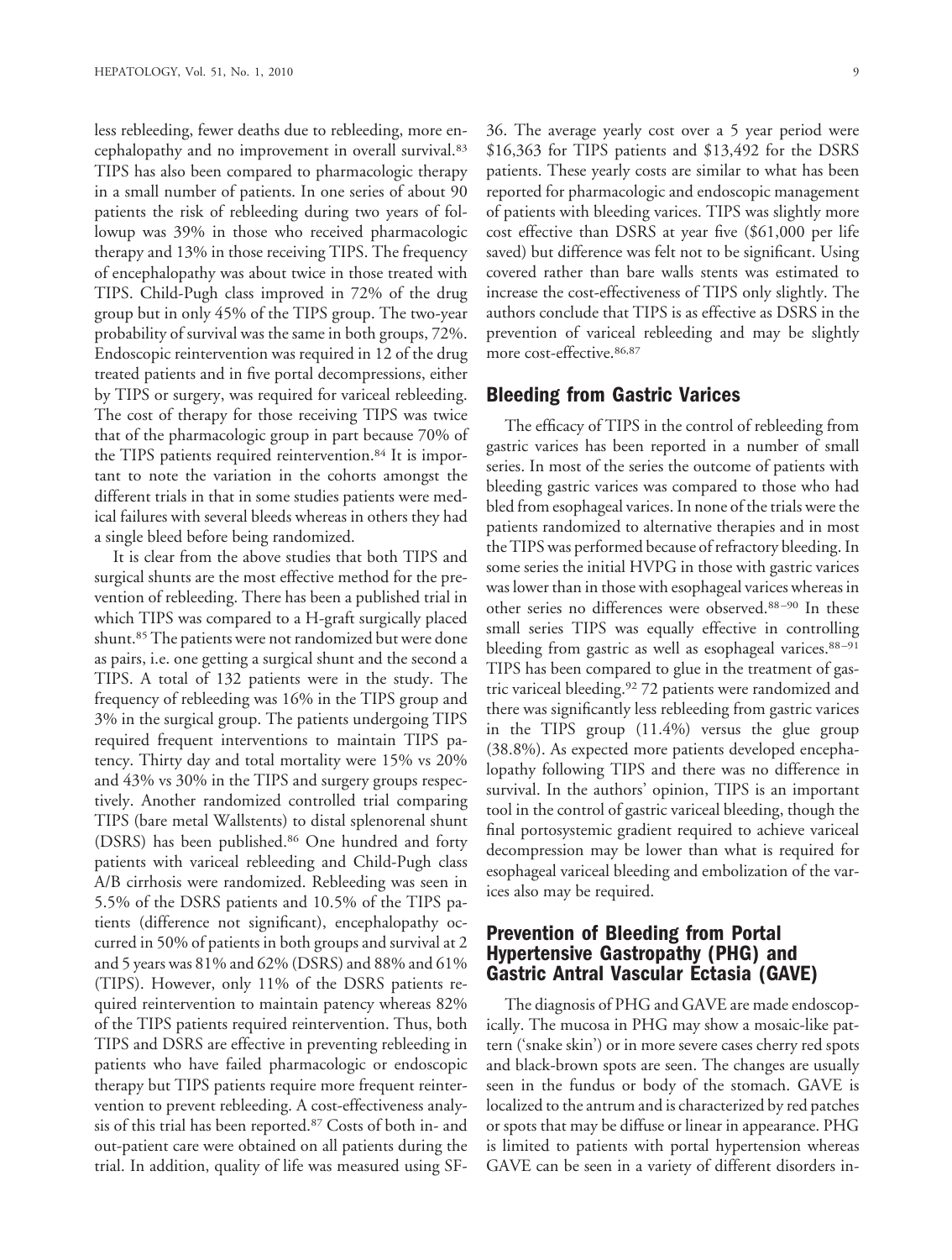less rebleeding, fewer deaths due to rebleeding, more encephalopathy and no improvement in overall survival.[83] TIPS has also been compared to pharmacologic therapy in a small number of patients. In one series of about 90 patients the risk of rebleeding during two years of followup was 39% in those who received pharmacologic therapy and 13% in those receiving TIPS. The frequency of encephalopathy was about twice in those treated with TIPS. Child-Pugh class improved in 72% of the drug group but in only 45% of the TIPS group. The two-year probability of survival was the same in both groups, 72%. Endoscopic reintervention was required in 12 of the drug treated patients and in five portal decompressions, either by TIPS or surgery, was required for variceal rebleeding. The cost of therapy for those receiving TIPS was twice that of the pharmacologic group in part because 70% of the TIPS patients required reintervention.[84] It is important to note the variation in the cohorts amongst the different trials in that in some studies patients were medical failures with several bleeds whereas in others they had a single bleed before being randomized.

It is clear from the above studies that both TIPS and surgical shunts are the most effective method for the prevention of rebleeding. There has been a published trial in which TIPS was compared to a H-graft surgically placed shunt.[85] The patients were not randomized but were done as pairs, i.e. one getting a surgical shunt and the second a TIPS. A total of 132 patients were in the study. The frequency of rebleeding was 16% in the TIPS group and 3% in the surgical group. The patients undergoing TIPS required frequent interventions to maintain TIPS patency. Thirty day and total mortality were 15% vs 20% and 43% vs 30% in the TIPS and surgery groups respectively. Another randomized controlled trial comparing TIPS (bare metal Wallstents) to distal splenorenal shunt (DSRS) has been published.[86] One hundred and forty patients with variceal rebleeding and Child-Pugh class A/B cirrhosis were randomized. Rebleeding was seen in 5.5% of the DSRS patients and 10.5% of the TIPS patients (difference not significant), encephalopathy occurred in 50% of patients in both groups and survival at 2 and 5 years was 81% and 62% (DSRS) and 88% and 61% (TIPS). However, only 11% of the DSRS patients required reintervention to maintain patency whereas 82% of the TIPS patients required reintervention. Thus, both TIPS and DSRS are effective in preventing rebleeding in patients who have failed pharmacologic or endoscopic therapy but TIPS patients require more frequent reintervention to prevent rebleeding. A cost-effectiveness analysis of this trial has been reported.[87] Costs of both in- and out-patient care were obtained on all patients during the trial. In addition, quality of life was measured using SF-36. The average yearly cost over a 5 year period were $16,363 for TIPS patients and $13,492 for the DSRS patients. These yearly costs are similar to what has been reported for pharmacologic and endoscopic management of patients with bleeding varices. TIPS was slightly more cost effective than DSRS at year five ($61,000 per life saved) but difference was felt not to be significant. Using covered rather than bare walls stents was estimated to increase the cost-effectiveness of TIPS only slightly. The authors conclude that TIPS is as effective as DSRS in the prevention of variceal rebleeding and may be slightly more cost-effective.[86,87]

## Bleeding from Gastric Varices

The efficacy of TIPS in the control of rebleeding from gastric varices has been reported in a number of small series. In most of the series the outcome of patients with bleeding gastric varices was compared to those who had bled from esophageal varices. In none of the trials were the patients randomized to alternative therapies and in most the TIPS was performed because of refractory bleeding. In some series the initial HVPG in those with gastric varices was lower than in those with esophageal varices whereas in other series no differences were observed.[88–90] In these small series TIPS was equally effective in controlling bleeding from gastric as well as esophageal varices.[88–91] TIPS has been compared to glue in the treatment of gastric variceal bleeding.[92] 72 patients were randomized and there was significantly less rebleeding from gastric varices in the TIPS group (11.4%) versus the glue group (38.8%). As expected more patients developed encephalopathy following TIPS and there was no difference in survival. In the authors' opinion, TIPS is an important tool in the control of gastric variceal bleeding, though the final portosystemic gradient required to achieve variceal decompression may be lower than what is required for esophageal variceal bleeding and embolization of the varices also may be required.

## Prevention of Bleeding from Portal Hypertensive Gastropathy (PHG) and Gastric Antral Vascular Ectasia (GAVE)

The diagnosis of PHG and GAVE are made endoscopically. The mucosa in PHG may show a mosaic-like pattern ('snake skin') or in more severe cases cherry red spots and black-brown spots are seen. The changes are usually seen in the fundus or body of the stomach. GAVE is localized to the antrum and is characterized by red patches or spots that may be diffuse or linear in appearance. PHG is limited to patients with portal hypertension whereas GAVE can be seen in a variety of different disorders in-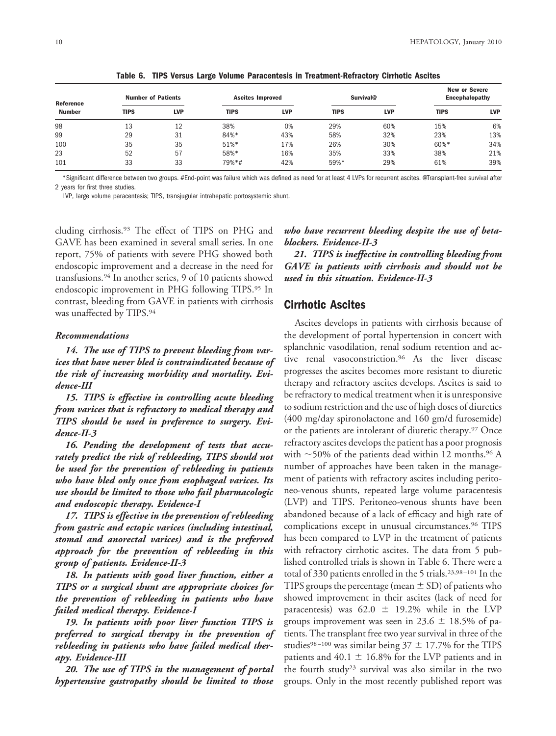**Table 6. TIPS Versus Large Volume Paracentesis in Treatment-Refractory Cirrhotic Ascites**

| Reference Number | Number of Patients | | Ascites Improved | | Survival@ | | New or Severe Encephalopathy | |
|---|---|---|---|---|---|---|---|---|
| | TIPS | LVP | TIPS | LVP | TIPS | LVP | TIPS | LVP |
| 98 | 13 | 12 | 38% | 0% | 29% | 60% | 15% | 6% |
| 99 | 29 | 31 | 84%* | 43% | 58% | 32% | 23% | 13% |
| 100 | 35 | 35 | 51%* | 17% | 26% | 30% | 60%* | 34% |
| 23 | 52 | 57 | 58%* | 16% | 35% | 33% | 38% | 21% |
| 101 | 33 | 33 | 79%*# | 42% | 59%* | 29% | 61% | 39% |

*Significant difference between two groups. #End-point was failure which was defined as need for at least 4 LVPs for recurrent ascites. @Transplant-free survival after 2 years for first three studies.

LVP, large volume paracentesis; TIPS, transjugular intrahepatic portosystemic shunt.

cluding cirrhosis.[93] The effect of TIPS on PHG and GAVE has been examined in several small series. In one report, 75% of patients with severe PHG showed both endoscopic improvement and a decrease in the need for transfusions.[94] In another series, 9 of 10 patients showed endoscopic improvement in PHG following TIPS.[95] In contrast, bleeding from GAVE in patients with cirrhosis was unaffected by TIPS.[94]

### Recommendations

***14. The use of TIPS to prevent bleeding from varices that have never bled is contraindicated because of the risk of increasing morbidity and mortality. Evidence-III***

***15. TIPS is effective in controlling acute bleeding from varices that is refractory to medical therapy and TIPS should be used in preference to surgery. Evidence-II-3***

***16. Pending the development of tests that accurately predict the risk of rebleeding, TIPS should not be used for the prevention of rebleeding in patients who have bled only once from esophageal varices. Its use should be limited to those who fail pharmacologic and endoscopic therapy. Evidence-I***

***17. TIPS is effective in the prevention of rebleeding from gastric and ectopic varices (including intestinal, stomal and anorectal varices) and is the preferred approach for the prevention of rebleeding in this group of patients. Evidence-II-3***

***18. In patients with good liver function, either a TIPS or a surgical shunt are appropriate choices for the prevention of rebleeding in patients who have failed medical therapy. Evidence-I***

***19. In patients with poor liver function TIPS is preferred to surgical therapy in the prevention of rebleeding in patients who have failed medical therapy. Evidence-III***

***20. The use of TIPS in the management of portal hypertensive gastropathy should be limited to those who have recurrent bleeding despite the use of beta-blockers. Evidence-II-3***

***21. TIPS is ineffective in controlling bleeding from GAVE in patients with cirrhosis and should not be used in this situation. Evidence-II-3***

## Cirrhotic Ascites

Ascites develops in patients with cirrhosis because of the development of portal hypertension in concert with splanchnic vasodilation, renal sodium retention and active renal vasoconstriction.[96] As the liver disease progresses the ascites becomes more resistant to diuretic therapy and refractory ascites develops. Ascites is said to be refractory to medical treatment when it is unresponsive to sodium restriction and the use of high doses of diuretics (400 mg/day spironolactone and 160 gm/d furosemide) or the patients are intolerant of diuretic therapy.[97] Once refractory ascites develops the patient has a poor prognosis with ~50% of the patients dead within 12 months.[96] A number of approaches have been taken in the management of patients with refractory ascites including peritoneo-venous shunts, repeated large volume paracentesis (LVP) and TIPS. Peritoneo-venous shunts have been abandoned because of a lack of efficacy and high rate of complications except in unusual circumstances.[96] TIPS has been compared to LVP in the treatment of patients with refractory cirrhotic ascites. The data from 5 published controlled trials is shown in Table 6. There were a total of 330 patients enrolled in the 5 trials.[23,98–101] In the TIPS groups the percentage (mean $\pm$ SD) of patients who showed improvement in their ascites (lack of need for paracentesis) was $62.0 \pm 19.2\%$ while in the LVP groups improvement was seen in $23.6 \pm 18.5\%$ of patients. The transplant free two year survival in three of the studies[98–100] was similar being $37 \pm 17.7\%$ for the TIPS patients and $40.1 \pm 16.8\%$ for the LVP patients and in the fourth study[23] survival was also similar in the two groups. Only in the most recently published report was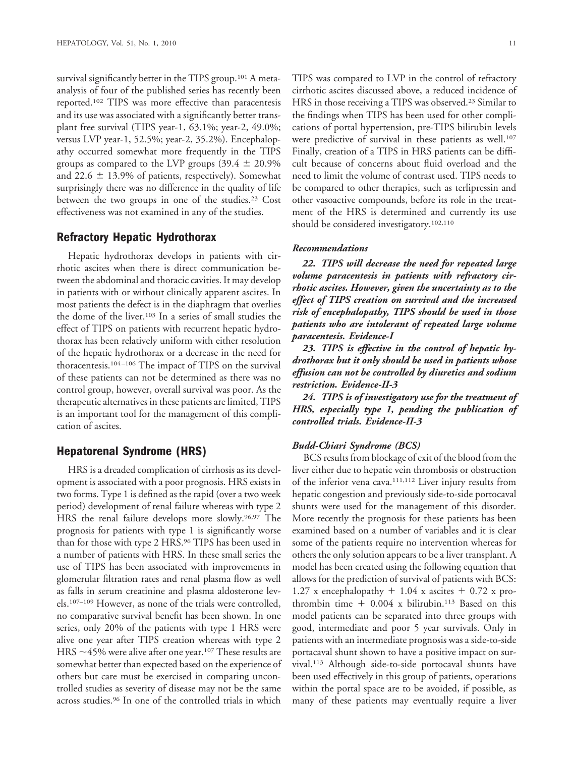survival significantly better in the TIPS group.[101] A meta-analysis of four of the published series has recently been reported.[102] TIPS was more effective than paracentesis and its use was associated with a significantly better transplant free survival (TIPS year-1, 63.1%; year-2, 49.0%; versus LVP year-1, 52.5%; year-2, 35.2%). Encephalopathy occurred somewhat more frequently in the TIPS groups as compared to the LVP groups (39.4 ± 20.9% and 22.6 ± 13.9% of patients, respectively). Somewhat surprisingly there was no difference in the quality of life between the two groups in one of the studies.[23] Cost effectiveness was not examined in any of the studies.

## Refractory Hepatic Hydrothorax

Hepatic hydrothorax develops in patients with cirrhotic ascites when there is direct communication between the abdominal and thoracic cavities. It may develop in patients with or without clinically apparent ascites. In most patients the defect is in the diaphragm that overlies the dome of the liver.[103] In a series of small studies the effect of TIPS on patients with recurrent hepatic hydrothorax has been relatively uniform with either resolution of the hepatic hydrothorax or a decrease in the need for thoracentesis.[104–106] The impact of TIPS on the survival of these patients can not be determined as there was no control group, however, overall survival was poor. As the therapeutic alternatives in these patients are limited, TIPS is an important tool for the management of this complication of ascites.

## Hepatorenal Syndrome (HRS)

HRS is a dreaded complication of cirrhosis as its development is associated with a poor prognosis. HRS exists in two forms. Type 1 is defined as the rapid (over a two week period) development of renal failure whereas with type 2 HRS the renal failure develops more slowly.[96,97] The prognosis for patients with type 1 is significantly worse than for those with type 2 HRS.[96] TIPS has been used in a number of patients with HRS. In these small series the use of TIPS has been associated with improvements in glomerular filtration rates and renal plasma flow as well as falls in serum creatinine and plasma aldosterone levels.[107–109] However, as none of the trials were controlled, no comparative survival benefit has been shown. In one series, only 20% of the patients with type 1 HRS were alive one year after TIPS creation whereas with type 2 HRS ~45% were alive after one year.[107] These results are somewhat better than expected based on the experience of others but care must be exercised in comparing uncontrolled studies as severity of disease may not be the same across studies.[96] In one of the controlled trials in which TIPS was compared to LVP in the control of refractory cirrhotic ascites discussed above, a reduced incidence of HRS in those receiving a TIPS was observed.[23] Similar to the findings when TIPS has been used for other complications of portal hypertension, pre-TIPS bilirubin levels were predictive of survival in these patients as well.[107] Finally, creation of a TIPS in HRS patients can be difficult because of concerns about fluid overload and the need to limit the volume of contrast used. TIPS needs to be compared to other therapies, such as terlipressin and other vasoactive compounds, before its role in the treatment of the HRS is determined and currently its use should be considered investigatory.[102,110]

### *Recommendations*

***22. TIPS will decrease the need for repeated large volume paracentesis in patients with refractory cirrhotic ascites. However, given the uncertainty as to the effect of TIPS creation on survival and the increased risk of encephalopathy, TIPS should be used in those patients who are intolerant of repeated large volume paracentesis. Evidence-I***

***23. TIPS is effective in the control of hepatic hydrothorax but it only should be used in patients whose effusion can not be controlled by diuretics and sodium restriction. Evidence-II-3***

***24. TIPS is of investigatory use for the treatment of HRS, especially type 1, pending the publication of controlled trials. Evidence-II-3***

### *Budd-Chiari Syndrome (BCS)*

BCS results from blockage of exit of the blood from the liver either due to hepatic vein thrombosis or obstruction of the inferior vena cava.[111,112] Liver injury results from hepatic congestion and previously side-to-side portocaval shunts were used for the management of this disorder. More recently the prognosis for these patients has been examined based on a number of variables and it is clear some of the patients require no intervention whereas for others the only solution appears to be a liver transplant. A model has been created using the following equation that allows for the prediction of survival of patients with BCS: 1.27 x encephalopathy + 1.04 x ascites + 0.72 x prothrombin time + 0.004 x bilirubin.[113] Based on this model patients can be separated into three groups with good, intermediate and poor 5 year survivals. Only in patients with an intermediate prognosis was a side-to-side portacaval shunt shown to have a positive impact on survival.[113] Although side-to-side portocaval shunts have been used effectively in this group of patients, operations within the portal space are to be avoided, if possible, as many of these patients may eventually require a liver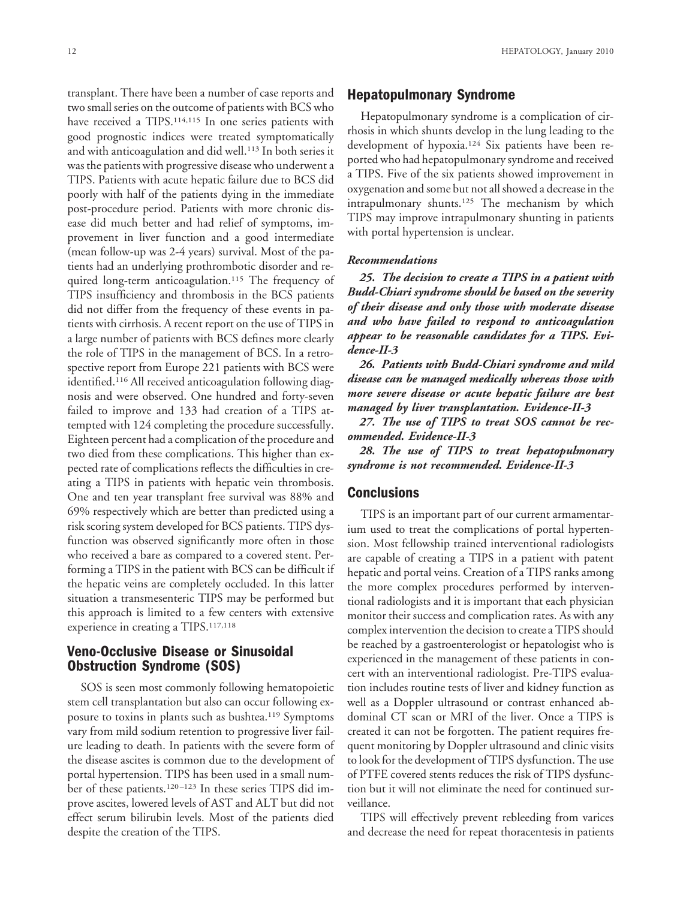transplant. There have been a number of case reports and two small series on the outcome of patients with BCS who have received a TIPS.[114,115] In one series patients with good prognostic indices were treated symptomatically and with anticoagulation and did well.[113] In both series it was the patients with progressive disease who underwent a TIPS. Patients with acute hepatic failure due to BCS did poorly with half of the patients dying in the immediate post-procedure period. Patients with more chronic disease did much better and had relief of symptoms, improvement in liver function and a good intermediate (mean follow-up was 2-4 years) survival. Most of the patients had an underlying prothrombotic disorder and required long-term anticoagulation.[115] The frequency of TIPS insufficiency and thrombosis in the BCS patients did not differ from the frequency of these events in patients with cirrhosis. A recent report on the use of TIPS in a large number of patients with BCS defines more clearly the role of TIPS in the management of BCS. In a retrospective report from Europe 221 patients with BCS were identified.[116] All received anticoagulation following diagnosis and were observed. One hundred and forty-seven failed to improve and 133 had creation of a TIPS attempted with 124 completing the procedure successfully. Eighteen percent had a complication of the procedure and two died from these complications. This higher than expected rate of complications reflects the difficulties in creating a TIPS in patients with hepatic vein thrombosis. One and ten year transplant free survival was 88% and 69% respectively which are better than predicted using a risk scoring system developed for BCS patients. TIPS dysfunction was observed significantly more often in those who received a bare as compared to a covered stent. Performing a TIPS in the patient with BCS can be difficult if the hepatic veins are completely occluded. In this latter situation a transmesenteric TIPS may be performed but this approach is limited to a few centers with extensive experience in creating a TIPS.[117,118]

## Veno-Occlusive Disease or Sinusoidal Obstruction Syndrome (SOS)

SOS is seen most commonly following hematopoietic stem cell transplantation but also can occur following exposure to toxins in plants such as bushtea.[119] Symptoms vary from mild sodium retention to progressive liver failure leading to death. In patients with the severe form of the disease ascites is common due to the development of portal hypertension. TIPS has been used in a small number of these patients.[120–123] In these series TIPS did improve ascites, lowered levels of AST and ALT but did not effect serum bilirubin levels. Most of the patients died despite the creation of the TIPS.

## Hepatopulmonary Syndrome

Hepatopulmonary syndrome is a complication of cirrhosis in which shunts develop in the lung leading to the development of hypoxia.[124] Six patients have been reported who had hepatopulmonary syndrome and received a TIPS. Five of the six patients showed improvement in oxygenation and some but not all showed a decrease in the intrapulmonary shunts.[125] The mechanism by which TIPS may improve intrapulmonary shunting in patients with portal hypertension is unclear.

### *Recommendations*

***25. The decision to create a TIPS in a patient with Budd-Chiari syndrome should be based on the severity of their disease and only those with moderate disease and who have failed to respond to anticoagulation appear to be reasonable candidates for a TIPS. Evidence-II-3***

***26. Patients with Budd-Chiari syndrome and mild disease can be managed medically whereas those with more severe disease or acute hepatic failure are best managed by liver transplantation. Evidence-II-3***

***27. The use of TIPS to treat SOS cannot be recommended. Evidence-II-3***

***28. The use of TIPS to treat hepatopulmonary syndrome is not recommended. Evidence-II-3***

## Conclusions

TIPS is an important part of our current armamentarium used to treat the complications of portal hypertension. Most fellowship trained interventional radiologists are capable of creating a TIPS in a patient with patent hepatic and portal veins. Creation of a TIPS ranks among the more complex procedures performed by interventional radiologists and it is important that each physician monitor their success and complication rates. As with any complex intervention the decision to create a TIPS should be reached by a gastroenterologist or hepatologist who is experienced in the management of these patients in concert with an interventional radiologist. Pre-TIPS evaluation includes routine tests of liver and kidney function as well as a Doppler ultrasound or contrast enhanced abdominal CT scan or MRI of the liver. Once a TIPS is created it can not be forgotten. The patient requires frequent monitoring by Doppler ultrasound and clinic visits to look for the development of TIPS dysfunction. The use of PTFE covered stents reduces the risk of TIPS dysfunction but it will not eliminate the need for continued surveillance.

TIPS will effectively prevent rebleeding from varices and decrease the need for repeat thoracentesis in patients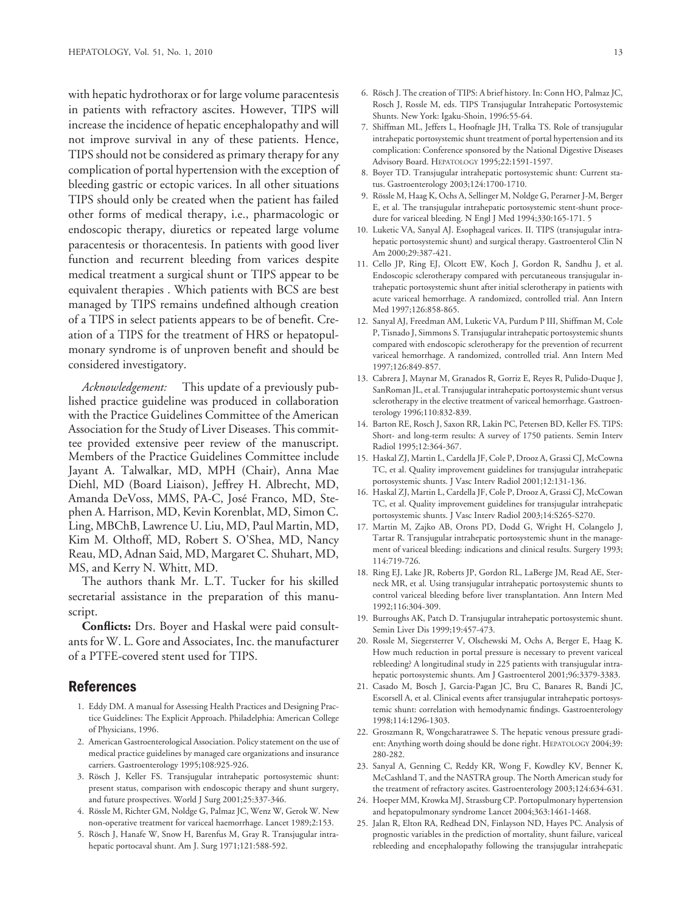with hepatic hydrothorax or for large volume paracentesis in patients with refractory ascites. However, TIPS will increase the incidence of hepatic encephalopathy and will not improve survival in any of these patients. Hence, TIPS should not be considered as primary therapy for any complication of portal hypertension with the exception of bleeding gastric or ectopic varices. In all other situations TIPS should only be created when the patient has failed other forms of medical therapy, i.e., pharmacologic or endoscopic therapy, diuretics or repeated large volume paracentesis or thoracentesis. In patients with good liver function and recurrent bleeding from varices despite medical treatment a surgical shunt or TIPS appear to be equivalent therapies . Which patients with BCS are best managed by TIPS remains undefined although creation of a TIPS in select patients appears to be of benefit. Creation of a TIPS for the treatment of HRS or hepatopulmonary syndrome is of unproven benefit and should be considered investigatory.

*Acknowledgement:* This update of a previously published practice guideline was produced in collaboration with the Practice Guidelines Committee of the American Association for the Study of Liver Diseases. This committee provided extensive peer review of the manuscript. Members of the Practice Guidelines Committee include Jayant A. Talwalkar, MD, MPH (Chair), Anna Mae Diehl, MD (Board Liaison), Jeffrey H. Albrecht, MD, Amanda DeVoss, MMS, PA-C, José Franco, MD, Stephen A. Harrison, MD, Kevin Korenblat, MD, Simon C. Ling, MBChB, Lawrence U. Liu, MD, Paul Martin, MD, Kim M. Olthoff, MD, Robert S. O'Shea, MD, Nancy Reau, MD, Adnan Said, MD, Margaret C. Shuhart, MD, MS, and Kerry N. Whitt, MD.

The authors thank Mr. L.T. Tucker for his skilled secretarial assistance in the preparation of this manuscript.

**Conflicts:** Drs. Boyer and Haskal were paid consultants for W. L. Gore and Associates, Inc. the manufacturer of a PTFE-covered stent used for TIPS.

## References

1. Eddy DM. A manual for Assessing Health Practices and Designing Practice Guidelines: The Explicit Approach. Philadelphia: American College of Physicians, 1996.
2. American Gastroenterological Association. Policy statement on the use of medical practice guidelines by managed care organizations and insurance carriers. Gastroenterology 1995;108:925-926.
3. Rösch J, Keller FS. Transjugular intrahepatic portosystemic shunt: present status, comparison with endoscopic therapy and shunt surgery, and future prospectives. World J Surg 2001;25:337-346.
4. Rössle M, Richter GM, Noldge G, Palmaz JC, Wenz W, Gerok W. New non-operative treatment for variceal haemorrhage. Lancet 1989;2:153.
5. Rösch J, Hanafe W, Snow H, Barenfus M, Gray R. Transjugular intrahepatic portocaval shunt. Am J. Surg 1971;121:588-592.
6. Rösch J. The creation of TIPS: A brief history. In: Conn HO, Palmaz JC, Rosch J, Rossle M, eds. TIPS Transjugular Intrahepatic Portosystemic Shunts. New York: Igaku-Shoin, 1996:55-64.
7. Shiffman ML, Jeffers L, Hoofnagle JH, Tralka TS. Role of transjugular intrahepatic portosystemic shunt treatment of portal hypertension and its complication: Conference sponsored by the National Digestive Diseases Advisory Board. HEPATOLOGY 1995;22:1591-1597.
8. Boyer TD. Transjugular intrahepatic portosystemic shunt: Current status. Gastroenterology 2003;124:1700-1710.
9. Rössle M, Haag K, Ochs A, Sellinger M, Noldge G, Perarner J-M, Berger E, et al. The transjugular intrahepatic portosystemic stent-shunt procedure for variceal bleeding. N Engl J Med 1994;330:165-171. 5
10. Luketic VA, Sanyal AJ. Esophageal varices. II. TIPS (transjugular intrahepatic portosystemic shunt) and surgical therapy. Gastroenterol Clin N Am 2000;29:387-421.
11. Cello JP, Ring EJ, Olcott EW, Koch J, Gordon R, Sandhu J, et al. Endoscopic sclerotherapy compared with percutaneous transjugular intrahepatic portosystemic shunt after initial sclerotherapy in patients with acute variceal hemorrhage. A randomized, controlled trial. Ann Intern Med 1997;126:858-865.
12. Sanyal AJ, Freedman AM, Luketic VA, Purdum P III, Shiffman M, Cole P, Tisnado J, Simmons S. Transjugular intrahepatic portosystemic shunts compared with endoscopic sclerotherapy for the prevention of recurrent variceal hemorrhage. A randomized, controlled trial. Ann Intern Med 1997;126:849-857.
13. Cabrera J, Maynar M, Granados R, Gorriz E, Reyes R, Pulido-Duque J, SanRoman JL, et al. Transjugular intrahepatic portosystemic shunt versus sclerotherapy in the elective treatment of variceal hemorrhage. Gastroenterology 1996;110:832-839.
14. Barton RE, Rosch J, Saxon RR, Lakin PC, Petersen BD, Keller FS. TIPS: Short- and long-term results: A survey of 1750 patients. Semin Interv Radiol 1995;12:364-367.
15. Haskal ZJ, Martin L, Cardella JF, Cole P, Drooz A, Grassi CJ, McCowna TC, et al. Quality improvement guidelines for transjugular intrahepatic portosystemic shunts. J Vasc Interv Radiol 2001;12:131-136.
16. Haskal ZJ, Martin L, Cardella JF, Cole P, Drooz A, Grassi CJ, McCowan TC, et al. Quality improvement guidelines for transjugular intrahepatic portosystemic shunts. J Vasc Interv Radiol 2003;14:S265-S270.
17. Martin M, Zajko AB, Orons PD, Dodd G, Wright H, Colangelo J, Tartar R. Transjugular intrahepatic portosystemic shunt in the management of variceal bleeding: indications and clinical results. Surgery 1993; 114:719-726.
18. Ring EJ, Lake JR, Roberts JP, Gordon RL, LaBerge JM, Read AE, Sterneck MR, et al. Using transjugular intrahepatic portosystemic shunts to control variceal bleeding before liver transplantation. Ann Intern Med 1992;116:304-309.
19. Burroughs AK, Patch D. Transjugular intrahepatic portosystemic shunt. Semin Liver Dis 1999;19:457-473.
20. Rossle M, Siegersterrer V, Olschewski M, Ochs A, Berger E, Haag K. How much reduction in portal pressure is necessary to prevent variceal rebleeding? A longitudinal study in 225 patients with transjugular intrahepatic portosystemic shunts. Am J Gastroenterol 2001;96:3379-3383.
21. Casado M, Bosch J, Garcia-Pagan JC, Bru C, Banares R, Bandi JC, Escorsell A, et al. Clinical events after transjugular intrahepatic portosystemic shunt: correlation with hemodynamic findings. Gastroenterology 1998;114:1296-1303.
22. Groszmann R, Wongcharatrawee S. The hepatic venous pressure gradient: Anything worth doing should be done right. HEPATOLOGY 2004;39: 280-282.
23. Sanyal A, Genning C, Reddy KR, Wong F, Kowdley KV, Benner K, McCashland T, and the NASTRA group. The North American study for the treatment of refractory ascites. Gastroenterology 2003;124:634-631.
24. Hoeper MM, Krowka MJ, Strassburg CP. Portopulmonary hypertension and hepatopulmonary syndrome Lancet 2004;363:1461-1468.
25. Jalan R, Elton RA, Redhead DN, Finlayson ND, Hayes PC. Analysis of prognostic variables in the prediction of mortality, shunt failure, variceal rebleeding and encephalopathy following the transjugular intrahepatic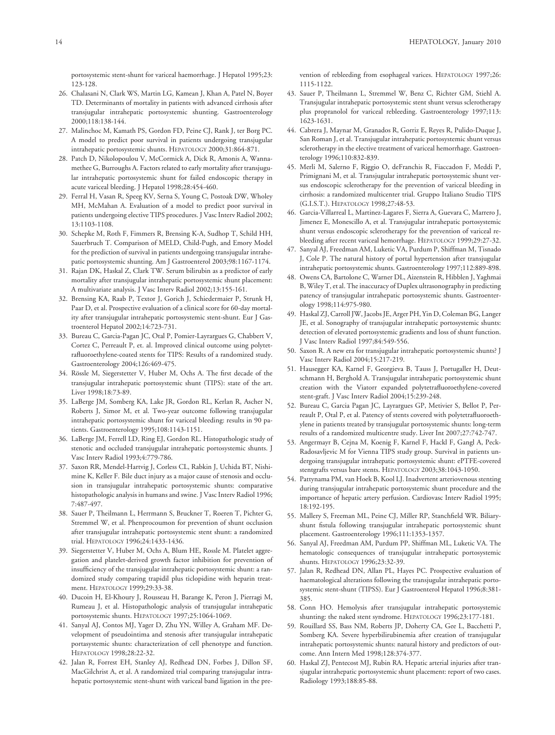portosystemic stent-shunt for variceal haemorrhage. J Hepatol 1995;23: 123-128.

26. Chalasani N, Clark WS, Martin LG, Kamean J, Khan A, Patel N, Boyer TD. Determinants of mortality in patients with advanced cirrhosis after transjugular intrahepatic portosystemic shunting. Gastroenterology 2000;118:138-144.
27. Malinchoc M, Kamath PS, Gordon FD, Peine CJ, Rank J, ter Borg PC. A model to predict poor survival in patients undergoing transjugular intrahepatic portosystemic shunts. HEPATOLOGY 2000;31:864-871.
28. Patch D, Nikolopoulou V, McCormick A, Dick R, Amonis A, Wannamethee G, Burroughs A. Factors related to early mortality after transjugular intrahepatic portosystemic shunt for failed endoscopic therapy in acute variceal bleeding. J Hepatol 1998;28:454-460.
29. Ferral H, Vasan R, Speeg KV, Serna S, Young C, Postoak DW, Wholey MH, McMahan A. Evaluation of a model to predict poor survival in patients undergoing elective TIPS procedures. J Vasc Interv Radiol 2002; 13:1103-1108.
30. Schepke M, Roth F, Fimmers R, Brensing K-A, Sudhop T, Schild HH, Sauerbruch T. Comparison of MELD, Child-Pugh, and Emory Model for the prediction of survival in patients undergoing transjugular intrahepatic portosystemic shunting. Am J Gastroenterol 2003;98:1167-1174.
31. Rajan DK, Haskal Z, Clark TW. Serum bilirubin as a predictor of early mortality after transjugular intrahepatic portosystemic shunt placement: A multivariate analysis. J Vasc Interv Radiol 2002;13:155-161.
32. Brensing KA, Raab P, Textor J, Gorich J, Schiedermaier P, Strunk H, Paar D, et al. Prospective evaluation of a clinical score for 60-day mortality after transjugular intrahepatic portosystemic stent-shunt. Eur J Gastroenterol Hepatol 2002;14:723-731.
33. Bureau C, Garcia-Pagan JC, Otal P, Pomier-Layrargues G, Chabbert V, Cortez C, Perreault P, et. al. Improved clinical outcome using polytetrafluoroethylene-coated stents for TIPS: Results of a randomized study. Gastroenterology 2004;126:469-475.
34. Rössle M, Siegerstetter V, Huber M, Ochs A. The first decade of the transjugular intrahepatic portosystemic shunt (TIPS): state of the art. Liver 1998;18:73-89.
35. LaBerge JM, Somberg KA, Lake JR, Gordon RL, Kerlan R, Ascher N, Roberts J, Simor M, et al. Two-year outcome following transjugular intrahepatic portosystemic shunt for variceal bleeding: results in 90 patients. Gastroenterology 1995;108:1143-1151.
36. LaBerge JM, Ferrell LD, Ring EJ, Gordon RL. Histopathologic study of stenotic and occluded transjugular intrahepatic portosystemic shunts. J Vasc Interv Radiol 1993;4:779-786.
37. Saxon RR, Mendel-Hartvig J, Corless CL, Rabkin J, Uchida BT, Nishimine K, Keller F. Bile duct injury as a major cause of stenosis and occlusion in transjugular intrahepatic portosystemic shunts: comparative histopathologic analysis in humans and swine. J Vasc Interv Radiol 1996; 7:487-497.
38. Sauer P, Theilmann L, Herrmann S, Bruckner T, Roeren T, Pichter G, Stremmel W, et al. Phenprocoumon for prevention of shunt occlusion after transjugular intrahepatic portosystemic stent shunt: a randomized trial. HEPATOLOGY 1996;24:1433-1436.
39. Siegerstetter V, Huber M, Ochs A, Blum HE, Rossle M. Platelet aggregation and platelet-derived growth factor inhibition for prevention of insufficiency of the transjugular intrahepatic portosystemic shunt: a randomized study comparing trapidil plus ticlopidine with heparin treatment. HEPATOLOGY 1999;29:33-38.
40. Ducoin H, El-Khoury J, Rousseau H, Barange K, Peron J, Pierragi M, Rumeau J, et al. Histopathologic analysis of transjugular intrahepatic portosystemic shunts. HEPATOLOGY 1997;25:1064-1069.
41. Sanyal AJ, Contos MJ, Yager D, Zhu YN, Willey A, Graham MF. Development of pseudointima and stenosis after transjugular intrahepatic portasystemic shunts: characterization of cell phenotype and function. HEPATOLOGY 1998;28:22-32.
42. Jalan R, Forrest EH, Stanley AJ, Redhead DN, Forbes J, Dillon SF, MacGilchrist A, et al. A randomized trial comparing transjugular intrahepatic portosystemic stent-shunt with variceal band ligation in the prevention of rebleeding from esophageal varices. HEPATOLOGY 1997;26: 1115-1122.
43. Sauer P, Theilmann L, Stremmel W, Benz C, Richter GM, Stiehl A. Transjugular intrahepatic portosystemic stent shunt versus sclerotherapy plus propranolol for variceal rebleeding. Gastroenterology 1997;113: 1623-1631.
44. Cabrera J, Maynar M, Granados R, Gorriz E, Reyes R, Pulido-Duque J, San Roman J, et al. Transjugular intrahepatic portosystemic shunt versus sclerotherapy in the elective treatment of variceal hemorrhage. Gastroenterology 1996;110:832-839.
45. Merli M, Salerno F, Riggio O, deFranchis R, Fiaccadon F, Meddi P, Primignani M, et al. Transjugular intrahepatic portosystemic shunt versus endoscopic sclerotherapy for the prevention of variceal bleeding in cirrhosis: a randomized multicenter trial. Gruppo Italiano Studio TIPS (G.I.S.T.). HEPATOLOGY 1998;27:48-53.
46. Garcia-Villarreal L, Martinez-Lagares F, Sierra A, Guevara C, Marrero J, Jimenez E, Monescillo A, et al. Transjugular intrahepatic portosystemic shunt versus endoscopic sclerotherapy for the prevention of variceal rebleeding after recent variceal hemorrhage. HEPATOLOGY 1999;29:27-32.
47. Sanyal AJ, Freedman AM, Luketic VA, Purdum P, Shiffman M, Tisnado J, Cole P. The natural history of portal hypertension after transjugular intrahepatic portosystemic shunts. Gastroenterology 1997;112:889-898.
48. Owens CA, Bartolone C, Warner DL, Aizenstein R, Hibblen J, Yaghmai B, Wiley T, et al. The inaccuracy of Duplex ultrasonography in predicting patency of transjugular intrahepatic portosystemic shunts. Gastroenterology 1998;114:975-980.
49. Haskal ZJ, Carroll JW, Jacobs JE, Arger PH, Yin D, Coleman BG, Langer JE, et al. Sonography of transjugular intrahepatic portosystemic shunts: detection of elevated portosystemic gradients and loss of shunt function. J Vasc Interv Radiol 1997;8:549-556.
50. Saxon R. A new era for transjugular intrahepatic portosystemic shunts? J Vasc Interv Radiol 2004;15:217-219.
51. Hausegger KA, Karnel F, Georgieva B, Tauss J, Portugaller H, Deutschmann H, Berghold A. Transjugular intrahepatic portosystemic shunt creation with the Viatorr expanded polytetrafluoroethylene-covered stent-graft. J Vasc Interv Radiol 2004;15:239-248.
52. Bureau C, Garcia Pagan JC, Layrargues GP, Metivier S, Bellot P, Perreault P, Otal P, et al. Patency of stents covered with polytetrafluoroethylene in patients treated by transjugular portosystemic shunts: long-term results of a randomized multicentre study. Liver Int 2007;27:742-747.
53. Angermayr B, Cejna M, Koenig F, Karnel F, Hackl F, Gangl A, Peck-Radosavljevic M for Vienna TIPS study group. Survival in patients undergoing transjugular intrahepatic portosystemic shunt: ePTFE-covered stentgrafts versus bare stents. HEPATOLOGY 2003;38:1043-1050.
54. Pattynama PM, van Hoek B, Kool LJ. Inadvertent arteriovenous stenting during transjugular intrahepatic portosystemic shunt procedure and the importance of hepatic artery perfusion. Cardiovasc Interv Radiol 1995; 18:192-195.
55. Mallery S, Freeman ML, Peine CJ, Miller RP, Stanchfield WR. Biliary-shunt fistula following transjugular intrahepatic portosystemic shunt placement. Gastroenterology 1996;111:1353-1357.
56. Sanyal AJ, Freedman AM, Purdum PP, Shiffman ML, Luketic VA. The hematologic consequences of transjugular intrahepatic portosystemic shunts. HEPATOLOGY 1996;23:32-39.
57. Jalan R, Redhead DN, Allan PL, Hayes PC. Prospective evaluation of haematological alterations following the transjugular intrahepatic portosystemic stent-shunt (TIPSS). Eur J Gastroenterol Hepatol 1996;8:381-385.
58. Conn HO. Hemolysis after transjugular intrahepatic portosystemic shunting: the naked stent syndrome. HEPATOLOGY 1996;23:177-181.
59. Rouillard SS, Bass NM, Roberts JP, Doherty CA, Gee L, Bacchetti P, Somberg KA. Severe hyperbilirubinemia after creation of transjugular intrahepatic portosystemic shunts: natural history and predictors of outcome. Ann Intern Med 1998;128:374-377.
60. Haskal ZJ, Pentecost MJ, Rubin RA. Hepatic arterial injuries after transjugular intrahepatic portosystemic shunt placement: report of two cases. Radiology 1993;188:85-88.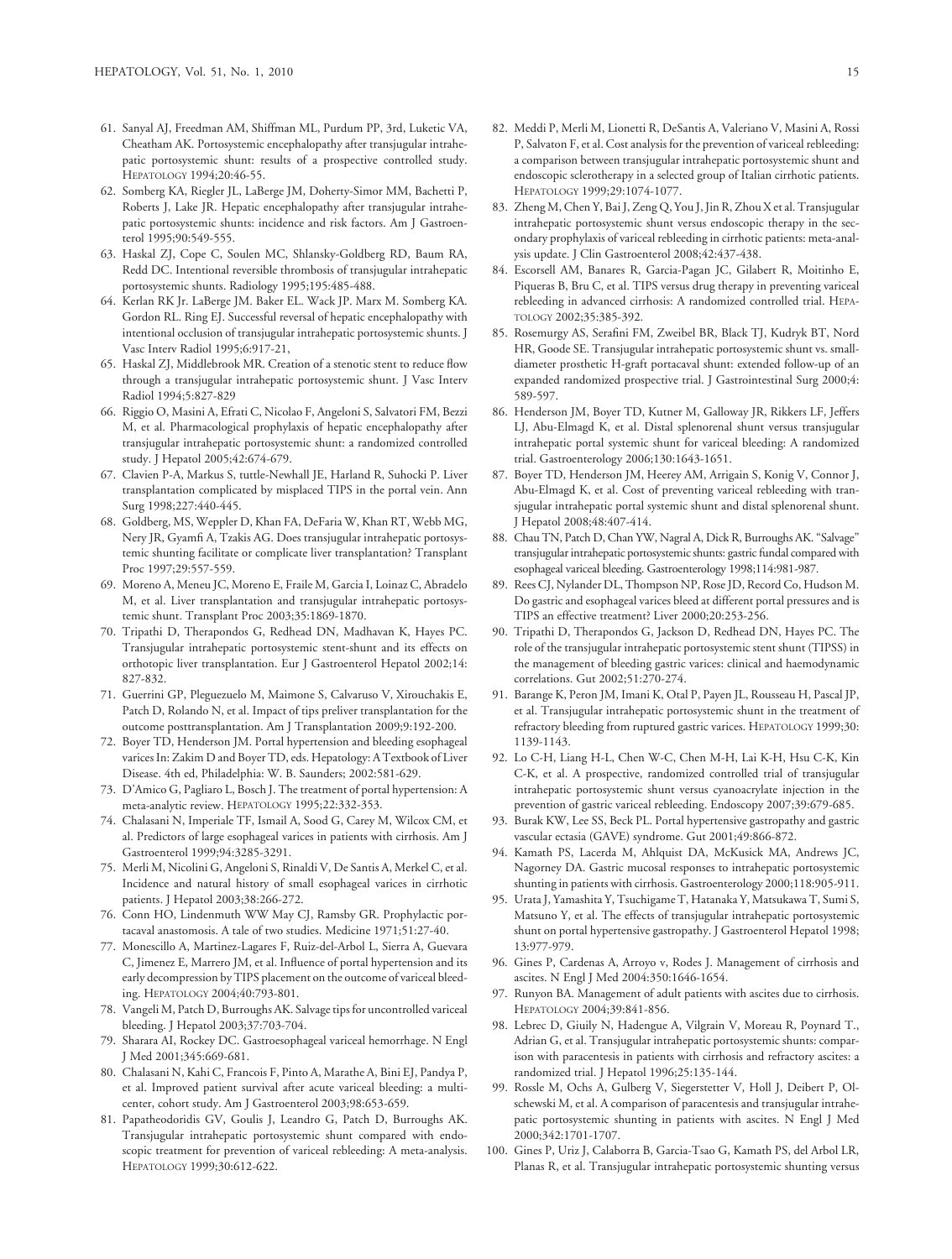61. Sanyal AJ, Freedman AM, Shiffman ML, Purdum PP, 3rd, Luketic VA, Cheatham AK. Portosystemic encephalopathy after transjugular intrahepatic portosystemic shunt: results of a prospective controlled study. HEPATOLOGY 1994;20:46-55.
62. Somberg KA, Riegler JL, LaBerge JM, Doherty-Simor MM, Bachetti P, Roberts J, Lake JR. Hepatic encephalopathy after transjugular intrahepatic portosystemic shunts: incidence and risk factors. Am J Gastroenterol 1995;90:549-555.
63. Haskal ZJ, Cope C, Soulen MC, Shlansky-Goldberg RD, Baum RA, Redd DC. Intentional reversible thrombosis of transjugular intrahepatic portosystemic shunts. Radiology 1995;195:485-488.
64. Kerlan RK Jr. LaBerge JM. Baker EL. Wack JP. Marx M. Somberg KA. Gordon RL. Ring EJ. Successful reversal of hepatic encephalopathy with intentional occlusion of transjugular intrahepatic portosystemic shunts. J Vasc Interv Radiol 1995;6:917-21,
65. Haskal ZJ, Middlebrook MR. Creation of a stenotic stent to reduce flow through a transjugular intrahepatic portosystemic shunt. J Vasc Interv Radiol 1994;5:827-829
66. Riggio O, Masini A, Efrati C, Nicolao F, Angeloni S, Salvatori FM, Bezzi M, et al. Pharmacological prophylaxis of hepatic encephalopathy after transjugular intrahepatic portosystemic shunt: a randomized controlled study. J Hepatol 2005;42:674-679.
67. Clavien P-A, Markus S, tuttle-Newhall JE, Harland R, Suhocki P. Liver transplantation complicated by misplaced TIPS in the portal vein. Ann Surg 1998;227:440-445.
68. Goldberg, MS, Weppler D, Khan FA, DeFaria W, Khan RT, Webb MG, Nery JR, Gyamfi A, Tzakis AG. Does transjugular intrahepatic portosystemic shunting facilitate or complicate liver transplantation? Transplant Proc 1997;29:557-559.
69. Moreno A, Meneu JC, Moreno E, Fraile M, Garcia I, Loinaz C, Abradelo M, et al. Liver transplantation and transjugular intrahepatic portosystemic shunt. Transplant Proc 2003;35:1869-1870.
70. Tripathi D, Therapondos G, Redhead DN, Madhavan K, Hayes PC. Transjugular intrahepatic portosystemic stent-shunt and its effects on orthotopic liver transplantation. Eur J Gastroenterol Hepatol 2002;14: 827-832.
71. Guerrini GP, Pleguezuelo M, Maimone S, Calvaruso V, Xirouchakis E, Patch D, Rolando N, et al. Impact of tips preliver transplantation for the outcome posttransplantation. Am J Transplantation 2009;9:192-200.
72. Boyer TD, Henderson JM. Portal hypertension and bleeding esophageal varices In: Zakim D and Boyer TD, eds. Hepatology: A Textbook of Liver Disease. 4th ed, Philadelphia: W. B. Saunders; 2002:581-629.
73. D'Amico G, Pagliaro L, Bosch J. The treatment of portal hypertension: A meta-analytic review. HEPATOLOGY 1995;22:332-353.
74. Chalasani N, Imperiale TF, Ismail A, Sood G, Carey M, Wilcox CM, et al. Predictors of large esophageal varices in patients with cirrhosis. Am J Gastroenterol 1999;94:3285-3291.
75. Merli M, Nicolini G, Angeloni S, Rinaldi V, De Santis A, Merkel C, et al. Incidence and natural history of small esophageal varices in cirrhotic patients. J Hepatol 2003;38:266-272.
76. Conn HO, Lindenmuth WW May CJ, Ramsby GR. Prophylactic portacaval anastomosis. A tale of two studies. Medicine 1971;51:27-40.
77. Monescillo A, Martinez-Lagares F, Ruiz-del-Arbol L, Sierra A, Guevara C, Jimenez E, Marrero JM, et al. Influence of portal hypertension and its early decompression by TIPS placement on the outcome of variceal bleeding. HEPATOLOGY 2004;40:793-801.
78. Vangeli M, Patch D, Burroughs AK. Salvage tips for uncontrolled variceal bleeding. J Hepatol 2003;37:703-704.
79. Sharara AI, Rockey DC. Gastroesophageal variceal hemorrhage. N Engl J Med 2001;345:669-681.
80. Chalasani N, Kahi C, Francois F, Pinto A, Marathe A, Bini EJ, Pandya P, et al. Improved patient survival after acute variceal bleeding: a multicenter, cohort study. Am J Gastroenterol 2003;98:653-659.
81. Papatheodoridis GV, Goulis J, Leandro G, Patch D, Burroughs AK. Transjugular intrahepatic portosystemic shunt compared with endoscopic treatment for prevention of variceal rebleeding: A meta-analysis. HEPATOLOGY 1999;30:612-622.
82. Meddi P, Merli M, Lionetti R, DeSantis A, Valeriano V, Masini A, Rossi P, Salvaton F, et al. Cost analysis for the prevention of variceal rebleeding: a comparison between transjugular intrahepatic portosystemic shunt and endoscopic sclerotherapy in a selected group of Italian cirrhotic patients. HEPATOLOGY 1999;29:1074-1077.
83. Zheng M, Chen Y, Bai J, Zeng Q, You J, Jin R, Zhou X et al. Transjugular intrahepatic portosystemic shunt versus endoscopic therapy in the secondary prophylaxis of variceal rebleeding in cirrhotic patients: meta-analysis update. J Clin Gastroenterol 2008;42:437-438.
84. Escorsell AM, Banares R, Garcia-Pagan JC, Gilabert R, Moitinho E, Piqueras B, Bru C, et al. TIPS versus drug therapy in preventing variceal rebleeding in advanced cirrhosis: A randomized controlled trial. HEPATOLOGY 2002;35:385-392.
85. Rosemurgy AS, Serafini FM, Zweibel BR, Black TJ, Kudryk BT, Nord HR, Goode SE. Transjugular intrahepatic portosystemic shunt vs. small-diameter prosthetic H-graft portacaval shunt: extended follow-up of an expanded randomized prospective trial. J Gastrointestinal Surg 2000;4: 589-597.
86. Henderson JM, Boyer TD, Kutner M, Galloway JR, Rikkers LF, Jeffers LJ, Abu-Elmagd K, et al. Distal splenorenal shunt versus transjugular intrahepatic portal systemic shunt for variceal bleeding: A randomized trial. Gastroenterology 2006;130:1643-1651.
87. Boyer TD, Henderson JM, Heerey AM, Arrigain S, Konig V, Connor J, Abu-Elmagd K, et al. Cost of preventing variceal rebleeding with transjugular intrahepatic portal systemic shunt and distal splenorenal shunt. J Hepatol 2008;48:407-414.
88. Chau TN, Patch D, Chan YW, Nagral A, Dick R, Burroughs AK. "Salvage" transjugular intrahepatic portosystemic shunts: gastric fundal compared with esophageal variceal bleeding. Gastroenterology 1998;114:981-987.
89. Rees CJ, Nylander DL, Thompson NP, Rose JD, Record Co, Hudson M. Do gastric and esophageal varices bleed at different portal pressures and is TIPS an effective treatment? Liver 2000;20:253-256.
90. Tripathi D, Therapondos G, Jackson D, Redhead DN, Hayes PC. The role of the transjugular intrahepatic portosystemic stent shunt (TIPSS) in the management of bleeding gastric varices: clinical and haemodynamic correlations. Gut 2002;51:270-274.
91. Barange K, Peron JM, Imani K, Otal P, Payen JL, Rousseau H, Pascal JP, et al. Transjugular intrahepatic portosystemic shunt in the treatment of refractory bleeding from ruptured gastric varices. HEPATOLOGY 1999;30: 1139-1143.
92. Lo C-H, Liang H-L, Chen W-C, Chen M-H, Lai K-H, Hsu C-K, Kin C-K, et al. A prospective, randomized controlled trial of transjugular intrahepatic portosystemic shunt versus cyanoacrylate injection in the prevention of gastric variceal rebleeding. Endoscopy 2007;39:679-685.
93. Burak KW, Lee SS, Beck PL. Portal hypertensive gastropathy and gastric vascular ectasia (GAVE) syndrome. Gut 2001;49:866-872.
94. Kamath PS, Lacerda M, Ahlquist DA, McKusick MA, Andrews JC, Nagorney DA. Gastric mucosal responses to intrahepatic portosystemic shunting in patients with cirrhosis. Gastroenterology 2000;118:905-911.
95. Urata J, Yamashita Y, Tsuchigame T, Hatanaka Y, Matsukawa T, Sumi S, Matsuno Y, et al. The effects of transjugular intrahepatic portosystemic shunt on portal hypertensive gastropathy. J Gastroenterol Hepatol 1998; 13:977-979.
96. Gines P, Cardenas A, Arroyo v, Rodes J. Management of cirrhosis and ascites. N Engl J Med 2004:350:1646-1654.
97. Runyon BA. Management of adult patients with ascites due to cirrhosis. HEPATOLOGY 2004;39:841-856.
98. Lebrec D, Giuily N, Hadengue A, Vilgrain V, Moreau R, Poynard T., Adrian G, et al. Transjugular intrahepatic portosystemic shunts: comparison with paracentesis in patients with cirrhosis and refractory ascites: a randomized trial. J Hepatol 1996;25:135-144.
99. Rossle M, Ochs A, Gulberg V, Siegerstetter V, Holl J, Deibert P, Olschewski M, et al. A comparison of paracentesis and transjugular intrahepatic portosystemic shunting in patients with ascites. N Engl J Med 2000;342:1701-1707.
100. Gines P, Uriz J, Calaborra B, Garcia-Tsao G, Kamath PS, del Arbol LR, Planas R, et al. Transjugular intrahepatic portosystemic shunting versus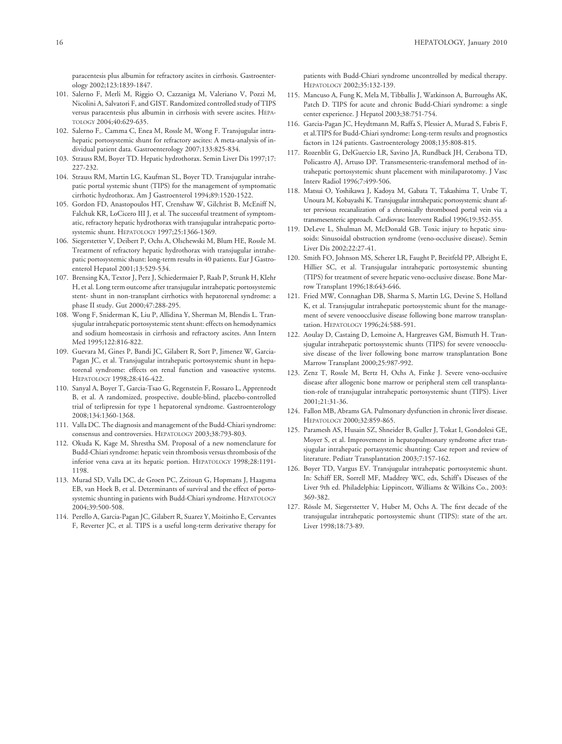paracentesis plus albumin for refractory ascites in cirrhosis. Gastroenterology 2002;123:1839-1847.

101. Salerno F, Merli M, Riggio O, Cazzaniga M, Valeriano V, Pozzi M, Nicolini A, Salvatori F, and GIST. Randomized controlled study of TIPS versus paracentesis plus albumin in cirrhosis with severe ascites. HEPATOLOGY 2004;40:629-635.
102. Salerno F,. Camma C, Enea M, Rossle M, Wong F. Transjugular intrahepatic portosystemic shunt for refractory ascites: A meta-analysis of individual patient data. Gastroenterology 2007;133:825-834.
103. Strauss RM, Boyer TD. Hepatic hydrothorax. Semin Liver Dis 1997;17: 227-232.
104. Strauss RM, Martin LG, Kaufman SL, Boyer TD. Transjugular intrahepatic portal systemic shunt (TIPS) for the management of symptomatic cirrhotic hydrothorax. Am J Gastroenterol 1994;89:1520-1522.
105. Gordon FD, Anastopoulos HT, Crenshaw W, Gilchrist B, McEniff N, Falchuk KR, LoCicero III J, et al. The successful treatment of symptomatic, refractory hepatic hydrothorax with transjugular intrahepatic portosystemic shunt. HEPATOLOGY 1997;25:1366-1369.
106. Siegerstetter V, Deibert P, Ochs A, Olschewski M, Blum HE, Rossle M. Treatment of refractory hepatic hydrothorax with transjugular intrahepatic portosystemic shunt: long-term results in 40 patients. Eur J Gastroenterol Hepatol 2001;13:529-534.
107. Brensing KA, Textor J, Perz J, Schiedermaier P, Raab P, Strunk H, Klehr H, et al. Long term outcome after transjugular intrahepatic portosystemic stent- shunt in non-transplant cirrhotics with hepatorenal syndrome: a phase II study. Gut 2000;47:288-295.
108. Wong F, Sniderman K, Liu P, Allidina Y, Sherman M, Blendis L. Transjugular intrahepatic portosystemic stent shunt: effects on hemodynamics and sodium homeostasis in cirrhosis and refractory ascites. Ann Intern Med 1995;122:816-822.
109. Guevara M, Gines P, Bandi JC, Gilabert R, Sort P, Jimenez W, Garcia-Pagan JC, et al. Transjugular intrahepatic portosystemic shunt in hepatorenal syndrome: effects on renal function and vasoactive systems. HEPATOLOGY 1998;28:416-422.
110. Sanyal A, Boyer T, Garcia-Tsao G, Regenstein F, Rossaro L, Apprenrodt B, et al. A randomized, prospective, double-blind, placebo-controlled trial of terlipressin for type 1 hepatorenal syndrome. Gastroenterology 2008;134:1360-1368.
111. Valla DC. The diagnosis and management of the Budd-Chiari syndrome: consensus and controversies. HEPATOLOGY 2003;38:793-803.
112. Okuda K, Kage M, Shrestha SM. Proposal of a new nomenclature for Budd-Chiari syndrome: hepatic vein thrombosis versus thrombosis of the inferior vena cava at its hepatic portion. HEPATOLOGY 1998;28:1191-1198.
113. Murad SD, Valla DC, de Groen PC, Zeitoun G, Hopmans J, Haagsma EB, van Hoek B, et al. Determinants of survival and the effect of portosystemic shunting in patients with Budd-Chiari syndrome. HEPATOLOGY 2004;39:500-508.
114. Perello A, Garcia-Pagan JC, Gilabert R, Suarez Y, Moitinho E, Cervantes F, Reverter JC, et al. TIPS is a useful long-term derivative therapy for patients with Budd-Chiari syndrome uncontrolled by medical therapy. HEPATOLOGY 2002;35:132-139.
115. Mancuso A, Fung K, Mela M, Tibballis J, Watkinson A, Burroughs AK, Patch D. TIPS for acute and chronic Budd-Chiari syndrome: a single center experience. J Hepatol 2003;38:751-754.
116. Garcia-Pagan JC, Heydtmann M, Raffa S, Plessier A, Murad S, Fabris F, et al.TIPS for Budd-Chiari syndrome: Long-term results and prognostics factors in 124 patients. Gastroenterology 2008;135:808-815.
117. Rozenblit G, DelGuercio LR, Savino JA, Rundback JH, Cerabona TD, Policastro AJ, Artuso DP. Transmesenteric-transfemoral method of intrahepatic portosystemic shunt placement with minilaparotomy. J Vasc Interv Radiol 1996;7:499-506.
118. Matsui O, Yoshikawa J, Kadoya M, Gabata T, Takashima T, Urabe T, Unoura M, Kobayashi K. Transjugular intrahepatic portosystemic shunt after previous recanalization of a chronically thrombosed portal vein via a transmesenteric approach. Cardiovasc Intervent Radiol 1996;19:352-355.
119. DeLeve L, Shulman M, McDonald GB. Toxic injury to hepatic sinusoids: Sinusoidal obstruction syndrome (veno-occlusive disease). Semin Liver Dis 2002;22:27-41.
120. Smith FO, Johnson MS, Scherer LR, Faught P, Breitfeld PP, Albright E, Hillier SC, et al. Transjugular intrahepatic portosystemic shunting (TIPS) for treatment of severe hepatic veno-occlusive disease. Bone Marrow Transplant 1996;18:643-646.
121. Fried MW, Connaghan DB, Sharma S, Martin LG, Devine S, Holland K, et al. Transjugular intrahepatic portosystemic shunt for the management of severe venoocclusive disease following bone marrow transplantation. HEPATOLOGY 1996;24:588-591.
122. Aoulay D, Castaing D, Lemoine A, Hargreaves GM, Bismuth H. Transjugular intrahepatic portosystemic shunts (TIPS) for severe venoocclusive disease of the liver following bone marrow transplantation Bone Marrow Transplant 2000;25:987-992.
123. Zenz T, Rossle M, Bertz H, Ochs A, Finke J. Severe veno-occlusive disease after allogenic bone marrow or peripheral stem cell transplantation-role of transjugular intrahepatic portosystemic shunt (TIPS). Liver 2001;21:31-36.
124. Fallon MB, Abrams GA. Pulmonary dysfunction in chronic liver disease. HEPATOLOGY 2000;32:859-865.
125. Paramesh AS, Husain SZ, Shneider B, Guller J, Tokat I, Gondolesi GE, Moyer S, et al. Improvement in hepatopulmonary syndrome after transjugular intrahepatic portasystemic shunting: Case report and review of literature. Pediatr Transplantation 2003;7:157-162.
126. Boyer TD, Vargus EV. Transjugular intrahepatic portosystemic shunt. In: Schiff ER, Sorrell MF, Maddrey WC, eds, Schiff's Diseases of the Liver 9th ed. Philadelphia: Lippincott, Williams & Wilkins Co., 2003: 369-382.
127. Rössle M, Siegerstetter V, Huber M, Ochs A. The first decade of the transjugular intrahepatic portosystemic shunt (TIPS): state of the art. Liver 1998;18:73-89.